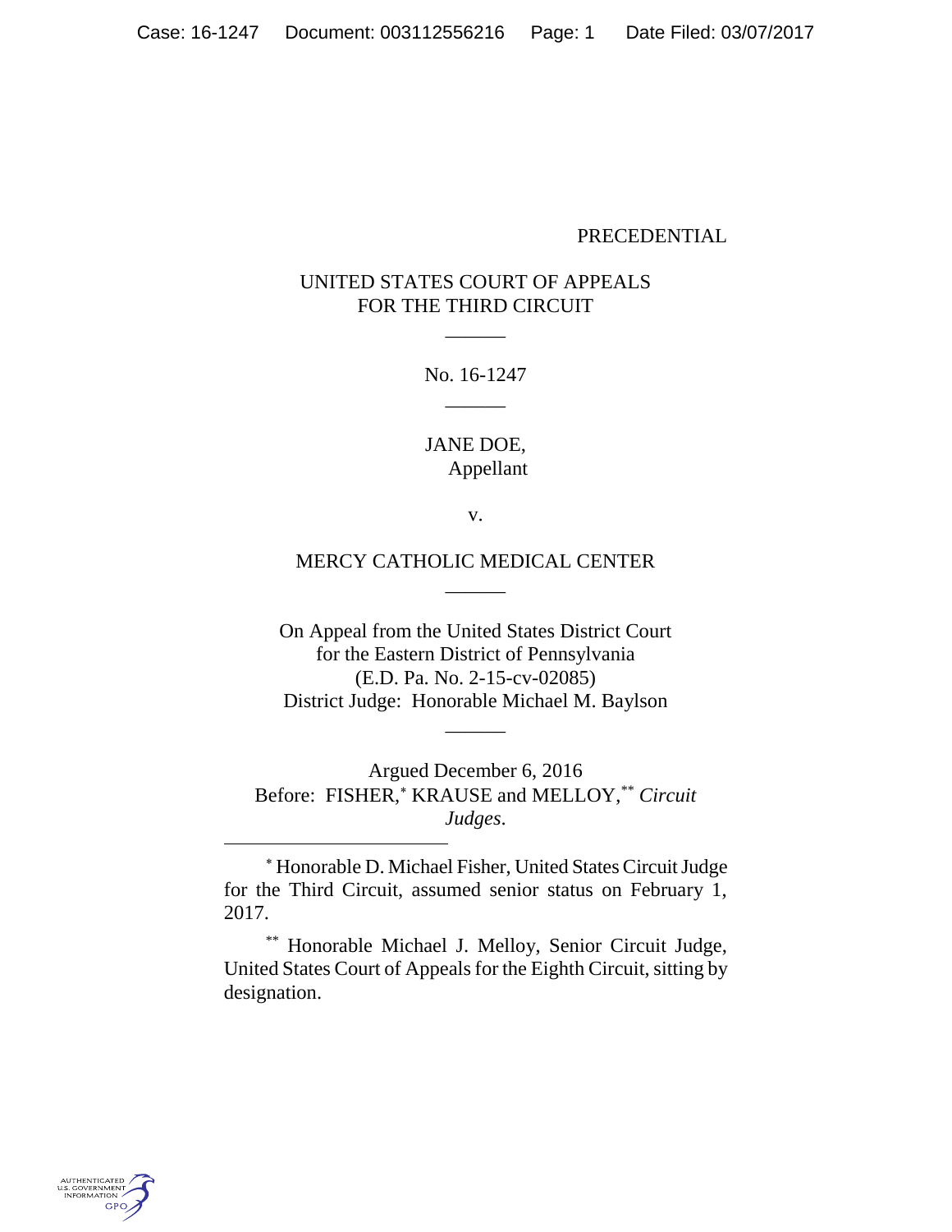PRECEDENTIAL

UNITED STATES COURT OF APPEALS
FOR THE THIRD CIRCUIT

______

No. 16-1247

______

JANE DOE,
Appellant

v.

MERCY CATHOLIC MEDICAL CENTER

______

On Appeal from the United States District Court
for the Eastern District of Pennsylvania
(E.D. Pa. No. 2-15-cv-02085)
District Judge: Honorable Michael M. Baylson

______

Argued December 6, 2016
Before: FISHER,[*] KRAUSE and MELLOY,[**] *Circuit Judges*.

---

[*] Honorable D. Michael Fisher, United States Circuit Judge for the Third Circuit, assumed senior status on February 1, 2017.

[**] Honorable Michael J. Melloy, Senior Circuit Judge, United States Court of Appeals for the Eighth Circuit, sitting by designation.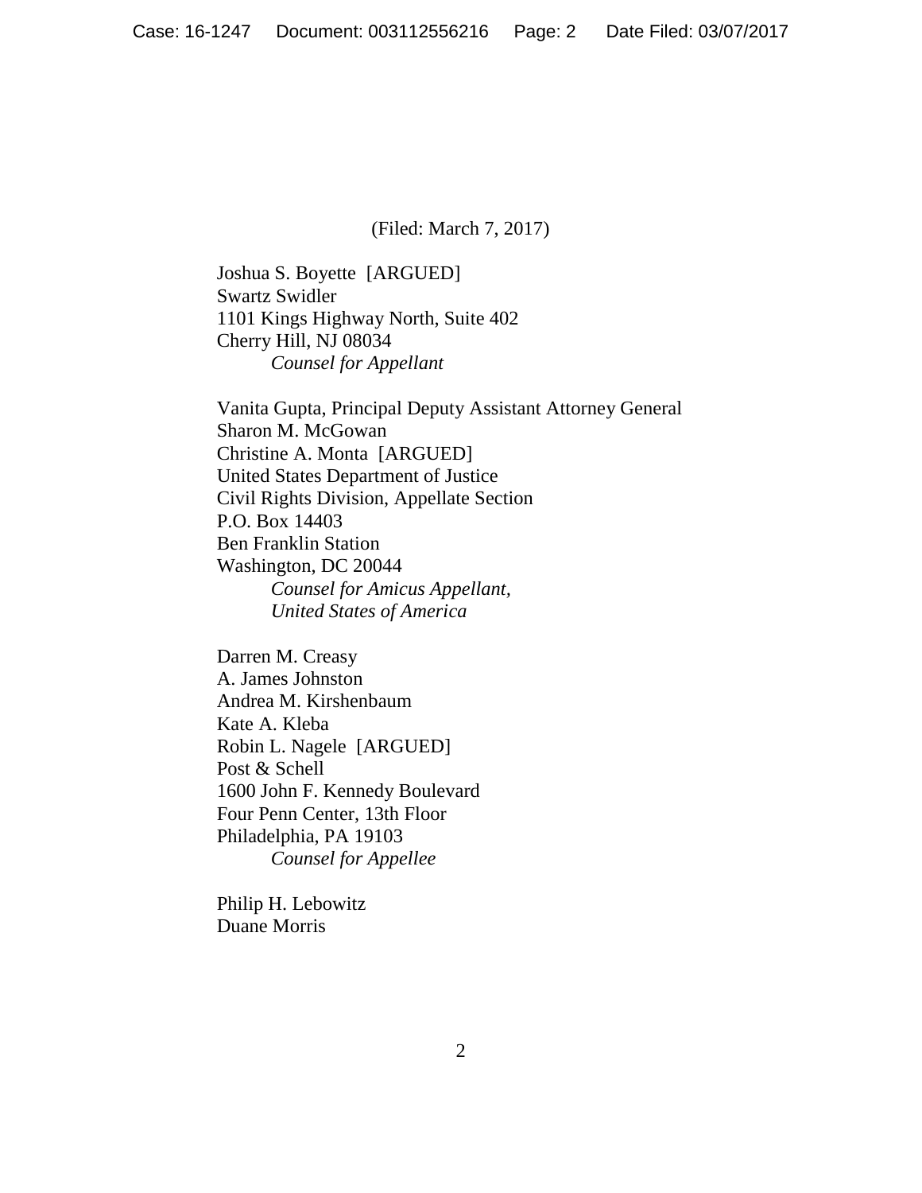(Filed: March 7, 2017)

Joshua S. Boyette [ARGUED]
Swartz Swidler
1101 Kings Highway North, Suite 402
Cherry Hill, NJ 08034
*Counsel for Appellant*

Vanita Gupta, Principal Deputy Assistant Attorney General
Sharon M. McGowan
Christine A. Monta [ARGUED]
United States Department of Justice
Civil Rights Division, Appellate Section
P.O. Box 14403
Ben Franklin Station
Washington, DC 20044
*Counsel for Amicus Appellant,*
*United States of America*

Darren M. Creasy
A. James Johnston
Andrea M. Kirshenbaum
Kate A. Kleba
Robin L. Nagele [ARGUED]
Post & Schell
1600 John F. Kennedy Boulevard
Four Penn Center, 13th Floor
Philadelphia, PA 19103
*Counsel for Appellee*

Philip H. Lebowitz
Duane Morris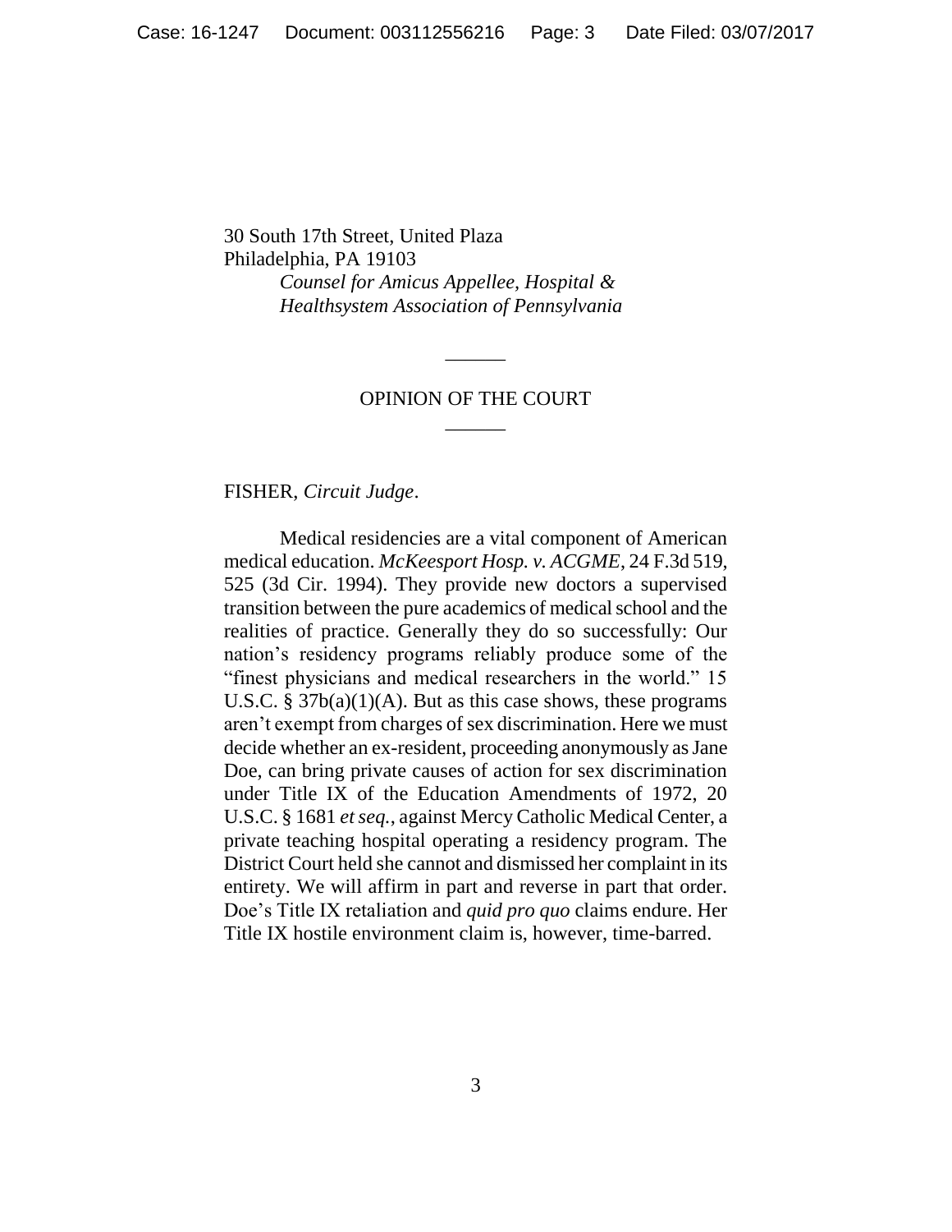30 South 17th Street, United Plaza
Philadelphia, PA 19103
*Counsel for Amicus Appellee, Hospital & Healthsystem Association of Pennsylvania*

______

OPINION OF THE COURT

______

FISHER, *Circuit Judge*.

Medical residencies are a vital component of American medical education. *McKeesport Hosp. v. ACGME*, 24 F.3d 519, 525 (3d Cir. 1994). They provide new doctors a supervised transition between the pure academics of medical school and the realities of practice. Generally they do so successfully: Our nation's residency programs reliably produce some of the "finest physicians and medical researchers in the world." 15 U.S.C. § 37b(a)(1)(A). But as this case shows, these programs aren't exempt from charges of sex discrimination. Here we must decide whether an ex-resident, proceeding anonymously as Jane Doe, can bring private causes of action for sex discrimination under Title IX of the Education Amendments of 1972, 20 U.S.C. § 1681 *et seq.*, against Mercy Catholic Medical Center, a private teaching hospital operating a residency program. The District Court held she cannot and dismissed her complaint in its entirety. We will affirm in part and reverse in part that order. Doe's Title IX retaliation and *quid pro quo* claims endure. Her Title IX hostile environment claim is, however, time-barred.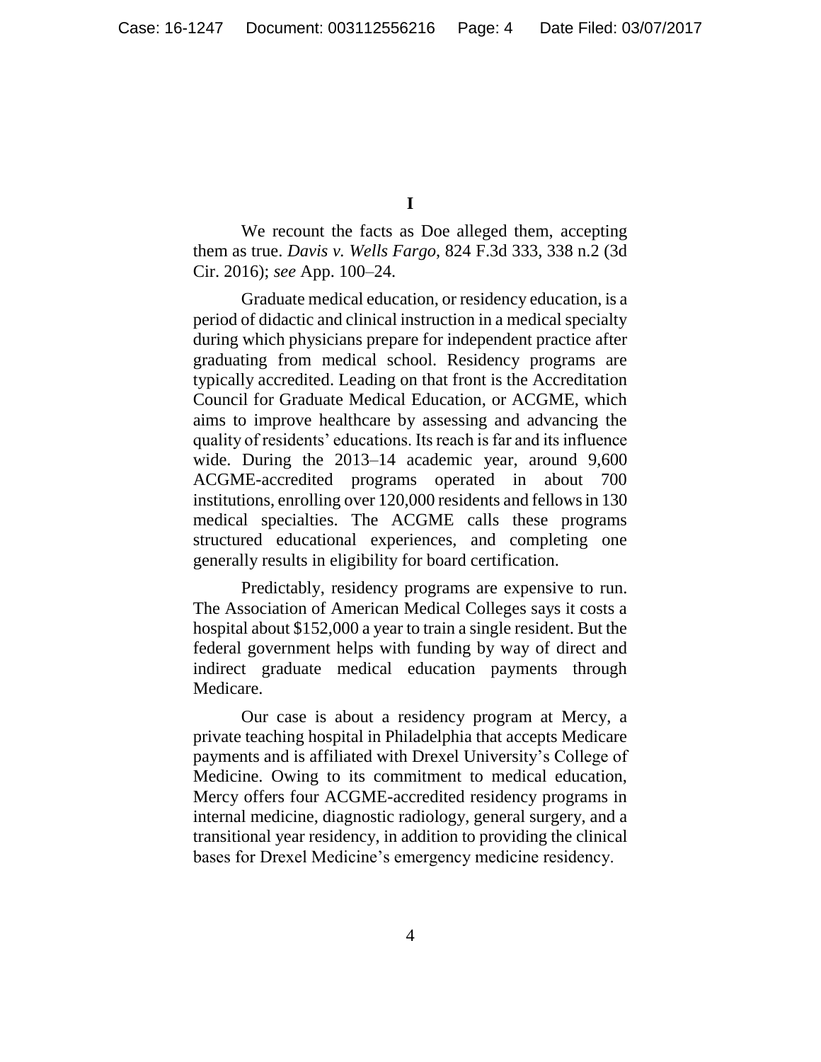# I

We recount the facts as Doe alleged them, accepting them as true. *Davis v. Wells Fargo*, 824 F.3d 333, 338 n.2 (3d Cir. 2016); *see* App. 100–24.

Graduate medical education, or residency education, is a period of didactic and clinical instruction in a medical specialty during which physicians prepare for independent practice after graduating from medical school. Residency programs are typically accredited. Leading on that front is the Accreditation Council for Graduate Medical Education, or ACGME, which aims to improve healthcare by assessing and advancing the quality of residents' educations. Its reach is far and its influence wide. During the 2013–14 academic year, around 9,600 ACGME-accredited programs operated in about 700 institutions, enrolling over 120,000 residents and fellows in 130 medical specialties. The ACGME calls these programs structured educational experiences, and completing one generally results in eligibility for board certification.

Predictably, residency programs are expensive to run. The Association of American Medical Colleges says it costs a hospital about $152,000 a year to train a single resident. But the federal government helps with funding by way of direct and indirect graduate medical education payments through Medicare.

Our case is about a residency program at Mercy, a private teaching hospital in Philadelphia that accepts Medicare payments and is affiliated with Drexel University's College of Medicine. Owing to its commitment to medical education, Mercy offers four ACGME-accredited residency programs in internal medicine, diagnostic radiology, general surgery, and a transitional year residency, in addition to providing the clinical bases for Drexel Medicine's emergency medicine residency.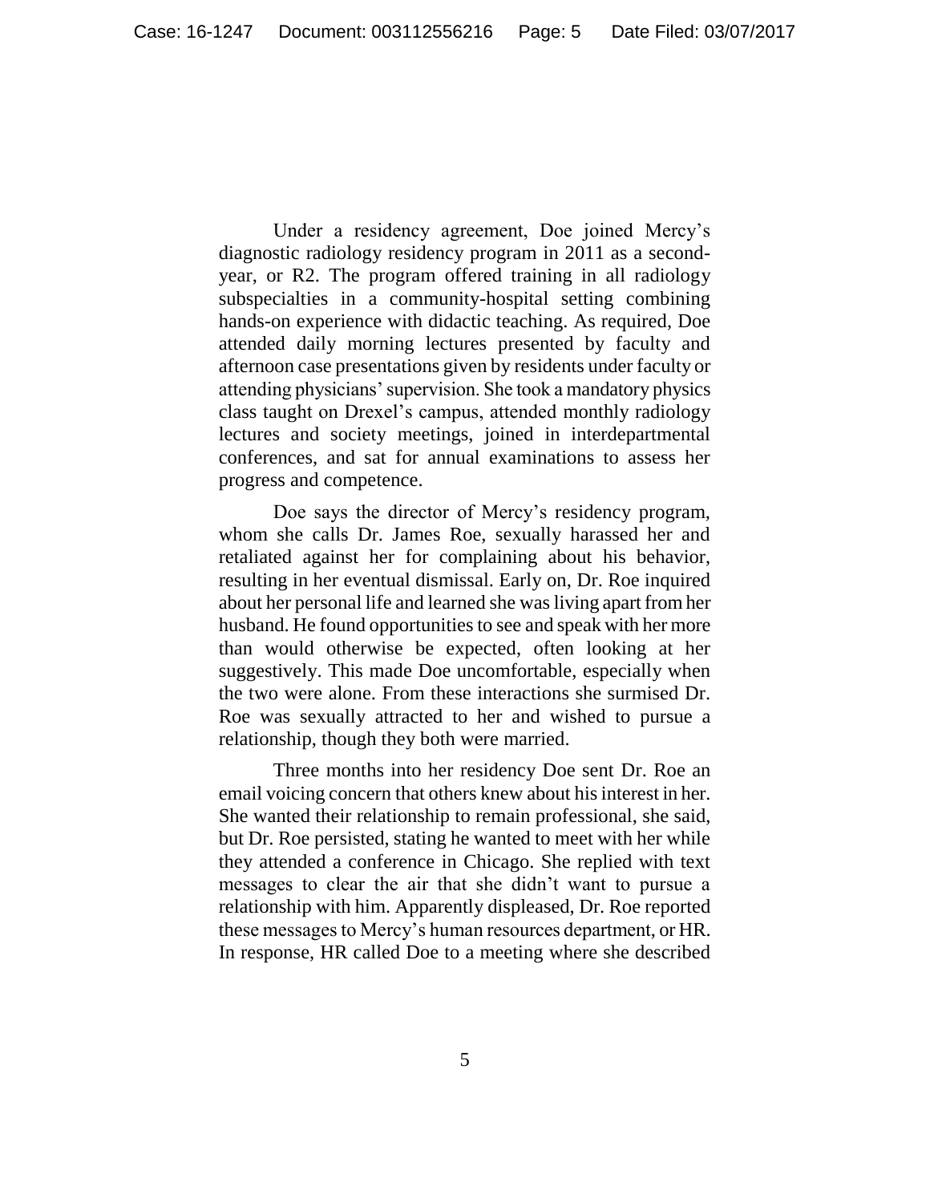Under a residency agreement, Doe joined Mercy's diagnostic radiology residency program in 2011 as a second-year, or R2. The program offered training in all radiology subspecialties in a community-hospital setting combining hands-on experience with didactic teaching. As required, Doe attended daily morning lectures presented by faculty and afternoon case presentations given by residents under faculty or attending physicians' supervision. She took a mandatory physics class taught on Drexel's campus, attended monthly radiology lectures and society meetings, joined in interdepartmental conferences, and sat for annual examinations to assess her progress and competence.

Doe says the director of Mercy's residency program, whom she calls Dr. James Roe, sexually harassed her and retaliated against her for complaining about his behavior, resulting in her eventual dismissal. Early on, Dr. Roe inquired about her personal life and learned she was living apart from her husband. He found opportunities to see and speak with her more than would otherwise be expected, often looking at her suggestively. This made Doe uncomfortable, especially when the two were alone. From these interactions she surmised Dr. Roe was sexually attracted to her and wished to pursue a relationship, though they both were married.

Three months into her residency Doe sent Dr. Roe an email voicing concern that others knew about his interest in her. She wanted their relationship to remain professional, she said, but Dr. Roe persisted, stating he wanted to meet with her while they attended a conference in Chicago. She replied with text messages to clear the air that she didn't want to pursue a relationship with him. Apparently displeased, Dr. Roe reported these messages to Mercy's human resources department, or HR. In response, HR called Doe to a meeting where she described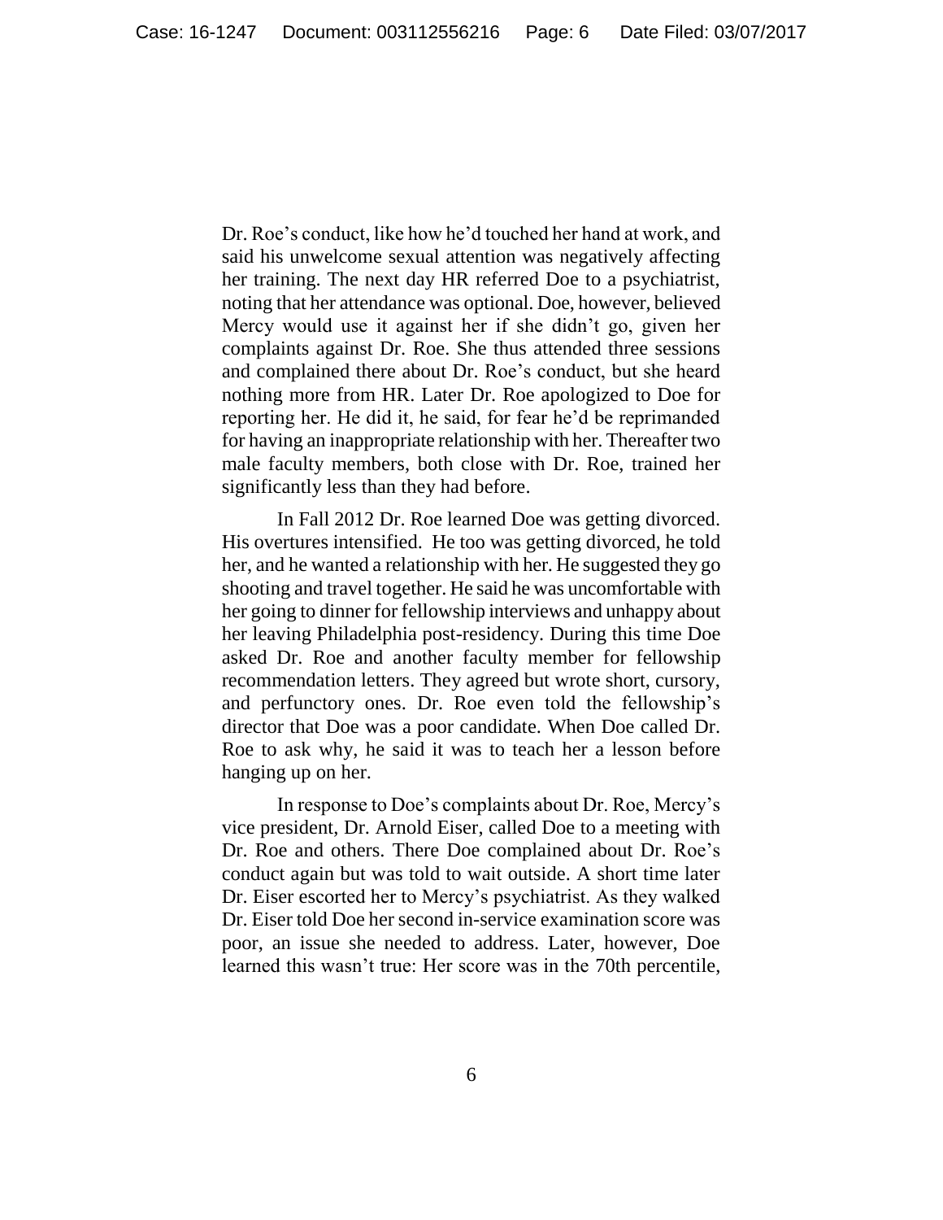Dr. Roe's conduct, like how he'd touched her hand at work, and said his unwelcome sexual attention was negatively affecting her training. The next day HR referred Doe to a psychiatrist, noting that her attendance was optional. Doe, however, believed Mercy would use it against her if she didn't go, given her complaints against Dr. Roe. She thus attended three sessions and complained there about Dr. Roe's conduct, but she heard nothing more from HR. Later Dr. Roe apologized to Doe for reporting her. He did it, he said, for fear he'd be reprimanded for having an inappropriate relationship with her. Thereafter two male faculty members, both close with Dr. Roe, trained her significantly less than they had before.

In Fall 2012 Dr. Roe learned Doe was getting divorced. His overtures intensified. He too was getting divorced, he told her, and he wanted a relationship with her. He suggested they go shooting and travel together. He said he was uncomfortable with her going to dinner for fellowship interviews and unhappy about her leaving Philadelphia post-residency. During this time Doe asked Dr. Roe and another faculty member for fellowship recommendation letters. They agreed but wrote short, cursory, and perfunctory ones. Dr. Roe even told the fellowship's director that Doe was a poor candidate. When Doe called Dr. Roe to ask why, he said it was to teach her a lesson before hanging up on her.

In response to Doe's complaints about Dr. Roe, Mercy's vice president, Dr. Arnold Eiser, called Doe to a meeting with Dr. Roe and others. There Doe complained about Dr. Roe's conduct again but was told to wait outside. A short time later Dr. Eiser escorted her to Mercy's psychiatrist. As they walked Dr. Eiser told Doe her second in-service examination score was poor, an issue she needed to address. Later, however, Doe learned this wasn't true: Her score was in the 70th percentile,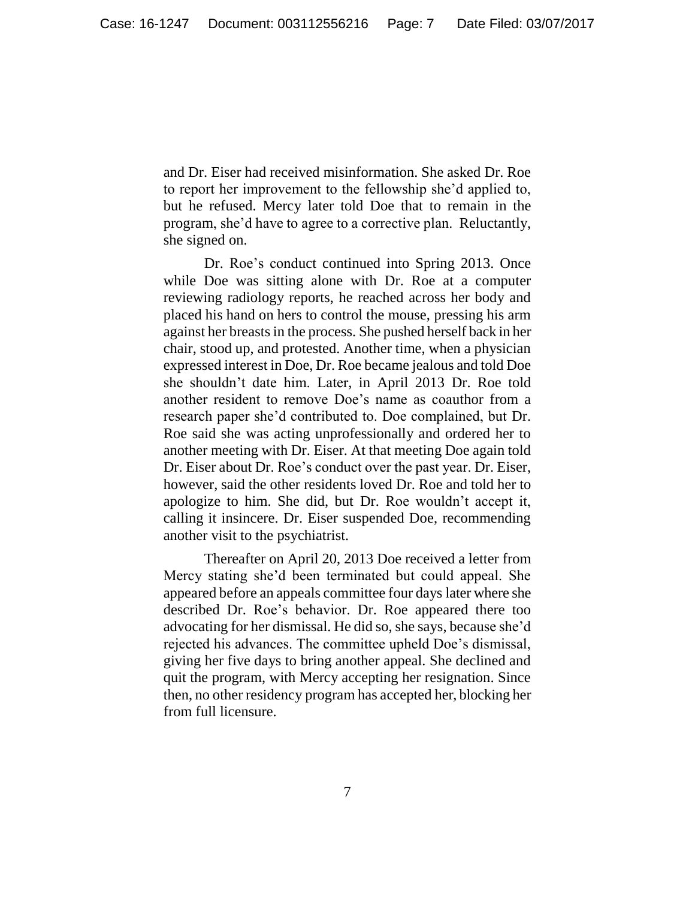and Dr. Eiser had received misinformation. She asked Dr. Roe to report her improvement to the fellowship she'd applied to, but he refused. Mercy later told Doe that to remain in the program, she'd have to agree to a corrective plan. Reluctantly, she signed on.

Dr. Roe's conduct continued into Spring 2013. Once while Doe was sitting alone with Dr. Roe at a computer reviewing radiology reports, he reached across her body and placed his hand on hers to control the mouse, pressing his arm against her breasts in the process. She pushed herself back in her chair, stood up, and protested. Another time, when a physician expressed interest in Doe, Dr. Roe became jealous and told Doe she shouldn't date him. Later, in April 2013 Dr. Roe told another resident to remove Doe's name as coauthor from a research paper she'd contributed to. Doe complained, but Dr. Roe said she was acting unprofessionally and ordered her to another meeting with Dr. Eiser. At that meeting Doe again told Dr. Eiser about Dr. Roe's conduct over the past year. Dr. Eiser, however, said the other residents loved Dr. Roe and told her to apologize to him. She did, but Dr. Roe wouldn't accept it, calling it insincere. Dr. Eiser suspended Doe, recommending another visit to the psychiatrist.

Thereafter on April 20, 2013 Doe received a letter from Mercy stating she'd been terminated but could appeal. She appeared before an appeals committee four days later where she described Dr. Roe's behavior. Dr. Roe appeared there too advocating for her dismissal. He did so, she says, because she'd rejected his advances. The committee upheld Doe's dismissal, giving her five days to bring another appeal. She declined and quit the program, with Mercy accepting her resignation. Since then, no other residency program has accepted her, blocking her from full licensure.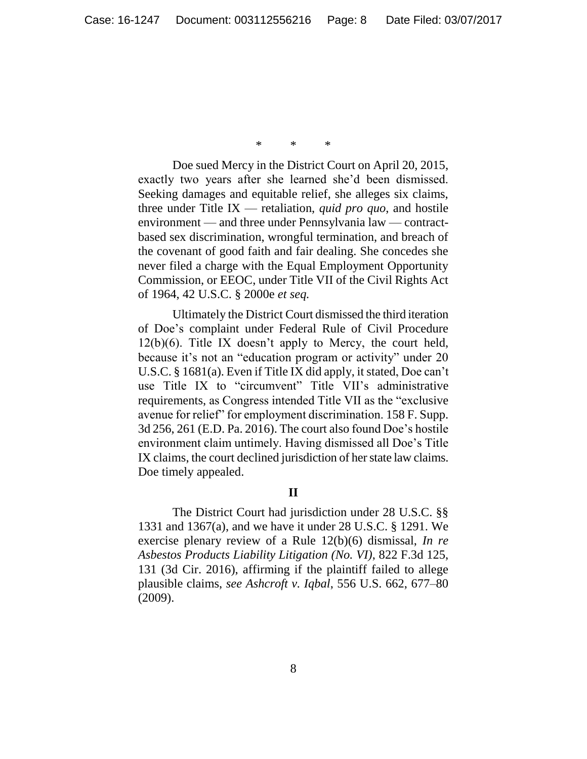\*     \*     \*

Doe sued Mercy in the District Court on April 20, 2015, exactly two years after she learned she'd been dismissed. Seeking damages and equitable relief, she alleges six claims, three under Title IX — retaliation, *quid pro quo*, and hostile environment — and three under Pennsylvania law — contract-based sex discrimination, wrongful termination, and breach of the covenant of good faith and fair dealing. She concedes she never filed a charge with the Equal Employment Opportunity Commission, or EEOC, under Title VII of the Civil Rights Act of 1964, 42 U.S.C. § 2000e *et seq.*

Ultimately the District Court dismissed the third iteration of Doe's complaint under Federal Rule of Civil Procedure 12(b)(6). Title IX doesn't apply to Mercy, the court held, because it's not an "education program or activity" under 20 U.S.C. § 1681(a). Even if Title IX did apply, it stated, Doe can't use Title IX to "circumvent" Title VII's administrative requirements, as Congress intended Title VII as the "exclusive avenue for relief" for employment discrimination. 158 F. Supp. 3d 256, 261 (E.D. Pa. 2016). The court also found Doe's hostile environment claim untimely. Having dismissed all Doe's Title IX claims, the court declined jurisdiction of her state law claims. Doe timely appealed.

## II

The District Court had jurisdiction under 28 U.S.C. §§ 1331 and 1367(a), and we have it under 28 U.S.C. § 1291. We exercise plenary review of a Rule 12(b)(6) dismissal, *In re Asbestos Products Liability Litigation (No. VI)*, 822 F.3d 125, 131 (3d Cir. 2016), affirming if the plaintiff failed to allege plausible claims, *see Ashcroft v. Iqbal*, 556 U.S. 662, 677–80 (2009).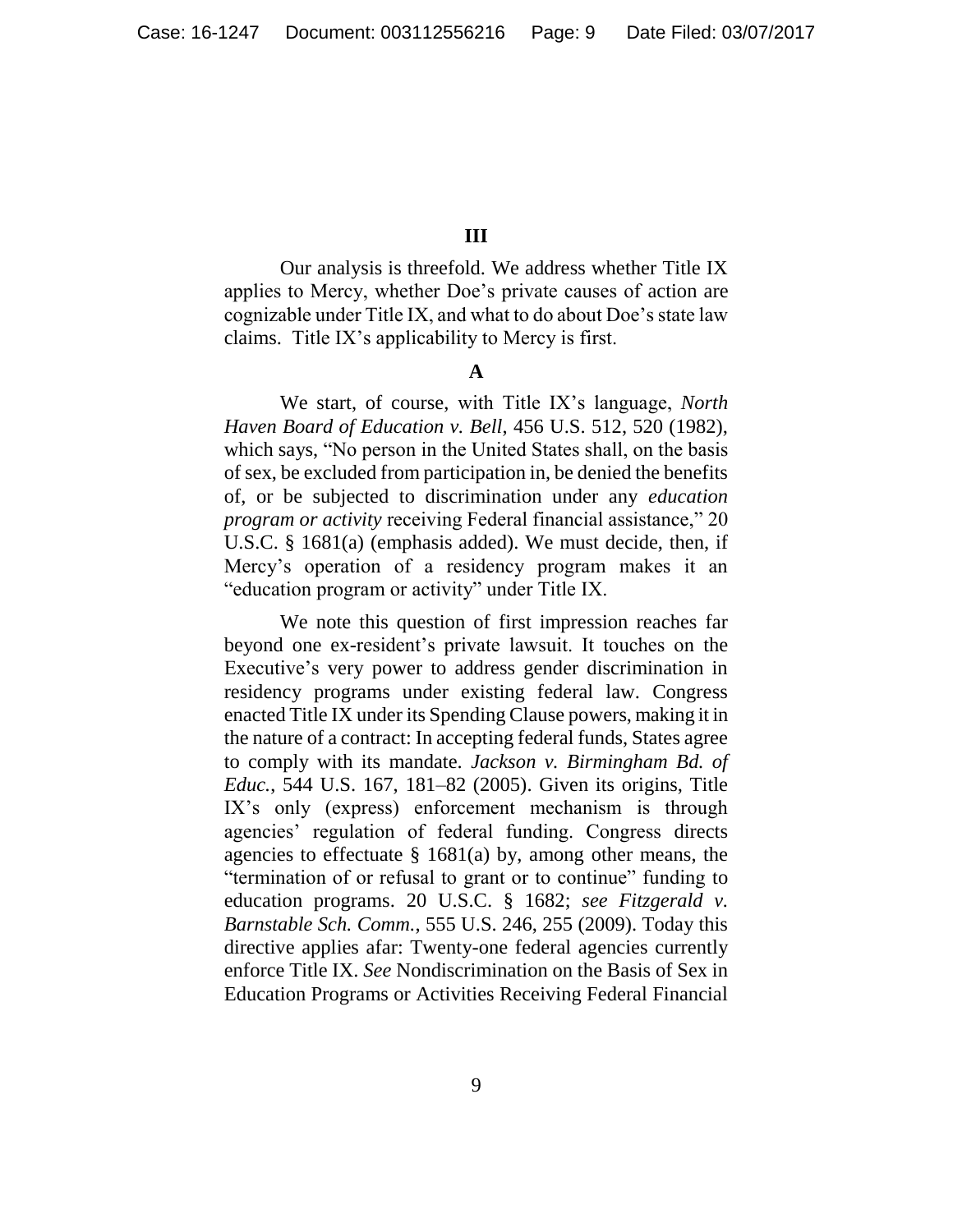## III

Our analysis is threefold. We address whether Title IX applies to Mercy, whether Doe's private causes of action are cognizable under Title IX, and what to do about Doe's state law claims. Title IX's applicability to Mercy is first.

### A

We start, of course, with Title IX's language, *North Haven Board of Education v. Bell*, 456 U.S. 512, 520 (1982), which says, "No person in the United States shall, on the basis of sex, be excluded from participation in, be denied the benefits of, or be subjected to discrimination under any *education program or activity* receiving Federal financial assistance," 20 U.S.C. § 1681(a) (emphasis added). We must decide, then, if Mercy's operation of a residency program makes it an "education program or activity" under Title IX.

We note this question of first impression reaches far beyond one ex-resident's private lawsuit. It touches on the Executive's very power to address gender discrimination in residency programs under existing federal law. Congress enacted Title IX under its Spending Clause powers, making it in the nature of a contract: In accepting federal funds, States agree to comply with its mandate. *Jackson v. Birmingham Bd. of Educ.*, 544 U.S. 167, 181–82 (2005). Given its origins, Title IX's only (express) enforcement mechanism is through agencies' regulation of federal funding. Congress directs agencies to effectuate § 1681(a) by, among other means, the "termination of or refusal to grant or to continue" funding to education programs. 20 U.S.C. § 1682; *see Fitzgerald v. Barnstable Sch. Comm.*, 555 U.S. 246, 255 (2009). Today this directive applies afar: Twenty-one federal agencies currently enforce Title IX. *See* Nondiscrimination on the Basis of Sex in Education Programs or Activities Receiving Federal Financial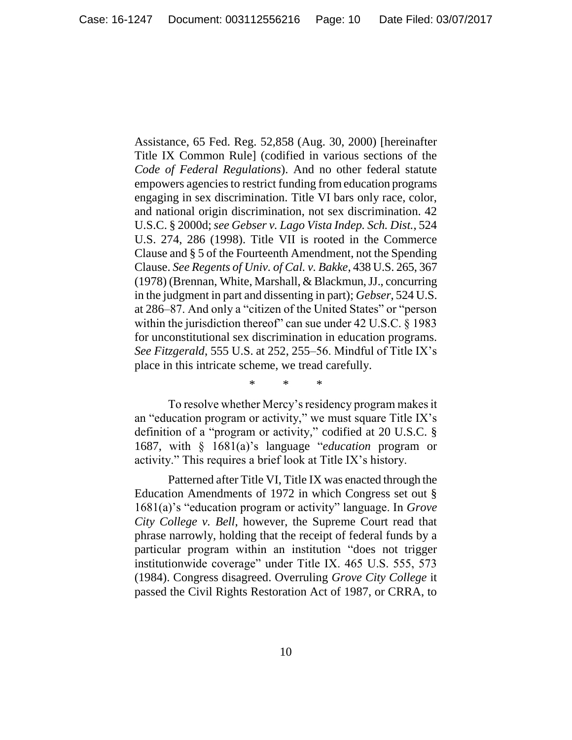Assistance, 65 Fed. Reg. 52,858 (Aug. 30, 2000) [hereinafter Title IX Common Rule] (codified in various sections of the *Code of Federal Regulations*). And no other federal statute empowers agencies to restrict funding from education programs engaging in sex discrimination. Title VI bars only race, color, and national origin discrimination, not sex discrimination. 42 U.S.C. § 2000d; *see Gebser v. Lago Vista Indep. Sch. Dist.*, 524 U.S. 274, 286 (1998). Title VII is rooted in the Commerce Clause and § 5 of the Fourteenth Amendment, not the Spending Clause. *See Regents of Univ. of Cal. v. Bakke*, 438 U.S. 265, 367 (1978) (Brennan, White, Marshall, & Blackmun, JJ., concurring in the judgment in part and dissenting in part); *Gebser*, 524 U.S. at 286–87. And only a "citizen of the United States" or "person within the jurisdiction thereof" can sue under 42 U.S.C. § 1983 for unconstitutional sex discrimination in education programs. *See Fitzgerald*, 555 U.S. at 252, 255–56. Mindful of Title IX's place in this intricate scheme, we tread carefully.

\* \* \*

To resolve whether Mercy's residency program makes it an "education program or activity," we must square Title IX's definition of a "program or activity," codified at 20 U.S.C. § 1687, with § 1681(a)'s language "*education* program or activity." This requires a brief look at Title IX's history.

Patterned after Title VI, Title IX was enacted through the Education Amendments of 1972 in which Congress set out § 1681(a)'s "education program or activity" language. In *Grove City College v. Bell*, however, the Supreme Court read that phrase narrowly, holding that the receipt of federal funds by a particular program within an institution "does not trigger institutionwide coverage" under Title IX. 465 U.S. 555, 573 (1984). Congress disagreed. Overruling *Grove City College* it passed the Civil Rights Restoration Act of 1987, or CRRA, to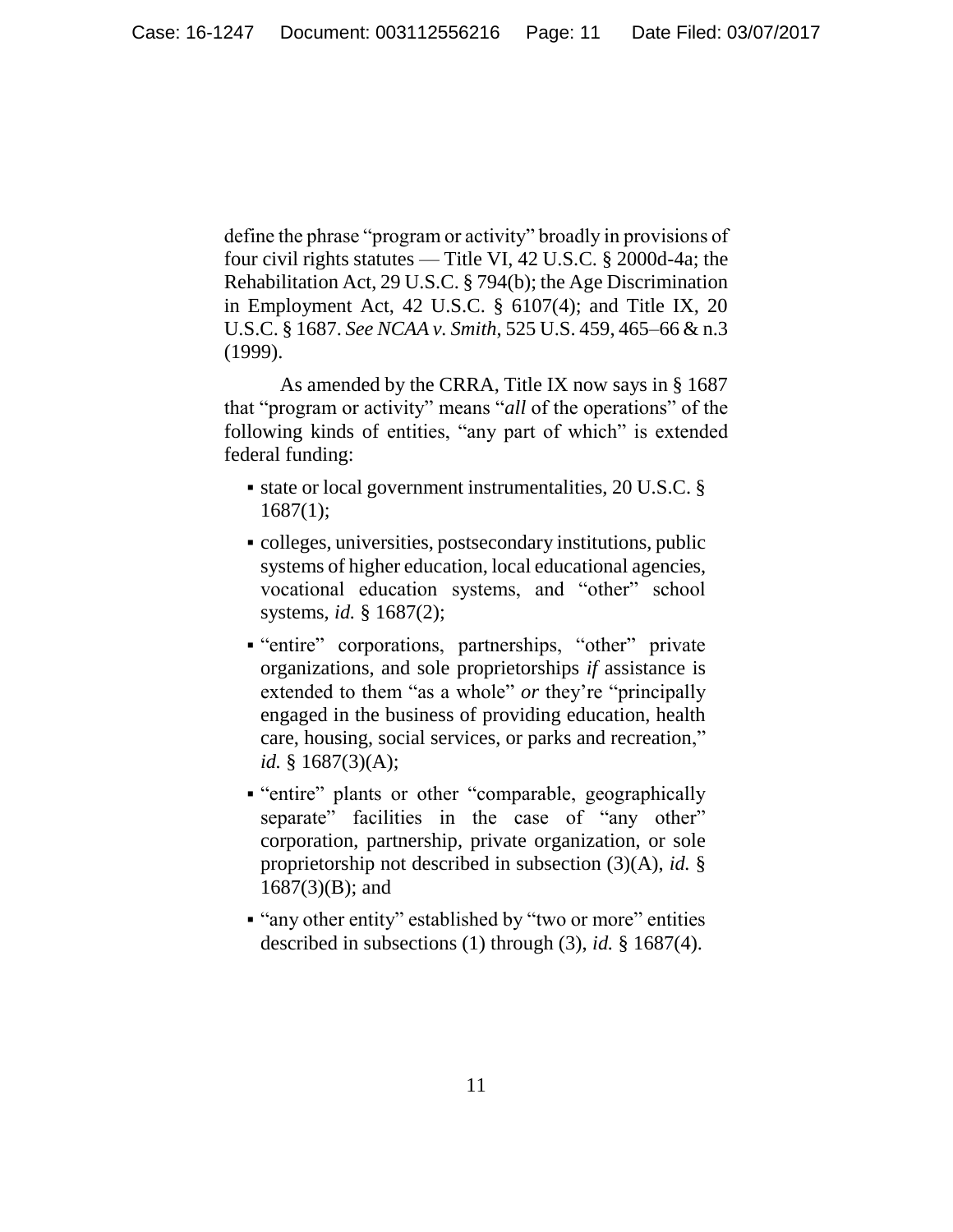define the phrase "program or activity" broadly in provisions of four civil rights statutes — Title VI, 42 U.S.C. § 2000d-4a; the Rehabilitation Act, 29 U.S.C. § 794(b); the Age Discrimination in Employment Act, 42 U.S.C. § 6107(4); and Title IX, 20 U.S.C. § 1687. *See NCAA v. Smith*, 525 U.S. 459, 465–66 & n.3 (1999).

As amended by the CRRA, Title IX now says in § 1687 that "program or activity" means "*all* of the operations" of the following kinds of entities, "any part of which" is extended federal funding:

- state or local government instrumentalities, 20 U.S.C. § 1687(1);
- colleges, universities, postsecondary institutions, public systems of higher education, local educational agencies, vocational education systems, and "other" school systems, *id.* § 1687(2);
- "entire" corporations, partnerships, "other" private organizations, and sole proprietorships *if* assistance is extended to them "as a whole" *or* they're "principally engaged in the business of providing education, health care, housing, social services, or parks and recreation," *id.* § 1687(3)(A);
- "entire" plants or other "comparable, geographically separate" facilities in the case of "any other" corporation, partnership, private organization, or sole proprietorship not described in subsection (3)(A), *id.* § 1687(3)(B); and
- "any other entity" established by "two or more" entities described in subsections (1) through (3), *id.* § 1687(4).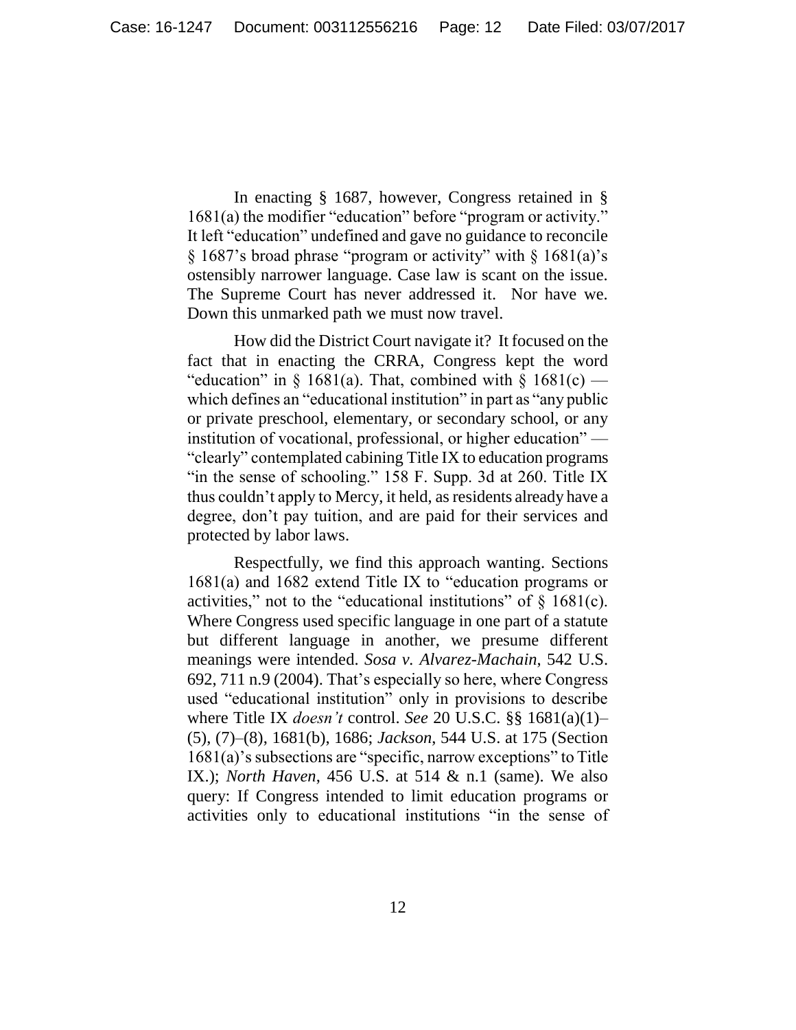In enacting § 1687, however, Congress retained in § 1681(a) the modifier "education" before "program or activity." It left "education" undefined and gave no guidance to reconcile § 1687's broad phrase "program or activity" with § 1681(a)'s ostensibly narrower language. Case law is scant on the issue. The Supreme Court has never addressed it. Nor have we. Down this unmarked path we must now travel.

How did the District Court navigate it? It focused on the fact that in enacting the CRRA, Congress kept the word "education" in § 1681(a). That, combined with § 1681(c) — which defines an "educational institution" in part as "any public or private preschool, elementary, or secondary school, or any institution of vocational, professional, or higher education" — "clearly" contemplated cabining Title IX to education programs "in the sense of schooling." 158 F. Supp. 3d at 260. Title IX thus couldn't apply to Mercy, it held, as residents already have a degree, don't pay tuition, and are paid for their services and protected by labor laws.

Respectfully, we find this approach wanting. Sections 1681(a) and 1682 extend Title IX to "education programs or activities," not to the "educational institutions" of § 1681(c). Where Congress used specific language in one part of a statute but different language in another, we presume different meanings were intended. *Sosa v. Alvarez-Machain*, 542 U.S. 692, 711 n.9 (2004). That's especially so here, where Congress used "educational institution" only in provisions to describe where Title IX *doesn't* control. *See* 20 U.S.C. §§ 1681(a)(1)–(5), (7)–(8), 1681(b), 1686; *Jackson*, 544 U.S. at 175 (Section 1681(a)'s subsections are "specific, narrow exceptions" to Title IX.); *North Haven*, 456 U.S. at 514 & n.1 (same). We also query: If Congress intended to limit education programs or activities only to educational institutions "in the sense of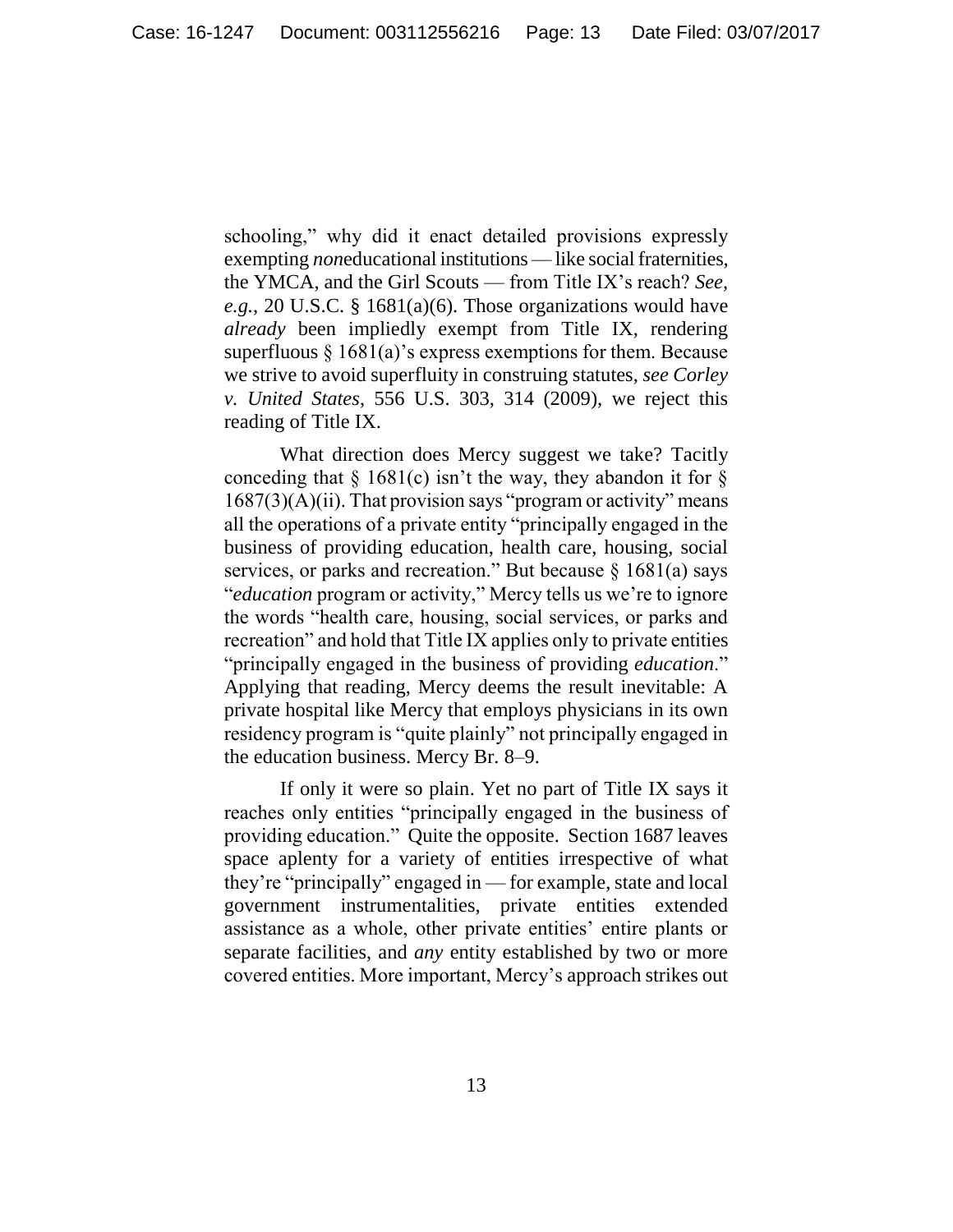schooling," why did it enact detailed provisions expressly exempting *non*educational institutions — like social fraternities, the YMCA, and the Girl Scouts — from Title IX's reach? *See, e.g.*, 20 U.S.C. § 1681(a)(6). Those organizations would have *already* been impliedly exempt from Title IX, rendering superfluous § 1681(a)'s express exemptions for them. Because we strive to avoid superfluity in construing statutes, *see Corley v. United States*, 556 U.S. 303, 314 (2009), we reject this reading of Title IX.

What direction does Mercy suggest we take? Tacitly conceding that § 1681(c) isn't the way, they abandon it for § 1687(3)(A)(ii). That provision says "program or activity" means all the operations of a private entity "principally engaged in the business of providing education, health care, housing, social services, or parks and recreation." But because § 1681(a) says "*education* program or activity," Mercy tells us we're to ignore the words "health care, housing, social services, or parks and recreation" and hold that Title IX applies only to private entities "principally engaged in the business of providing *education*." Applying that reading, Mercy deems the result inevitable: A private hospital like Mercy that employs physicians in its own residency program is "quite plainly" not principally engaged in the education business. Mercy Br. 8–9.

If only it were so plain. Yet no part of Title IX says it reaches only entities "principally engaged in the business of providing education." Quite the opposite. Section 1687 leaves space aplenty for a variety of entities irrespective of what they're "principally" engaged in — for example, state and local government instrumentalities, private entities extended assistance as a whole, other private entities' entire plants or separate facilities, and *any* entity established by two or more covered entities. More important, Mercy's approach strikes out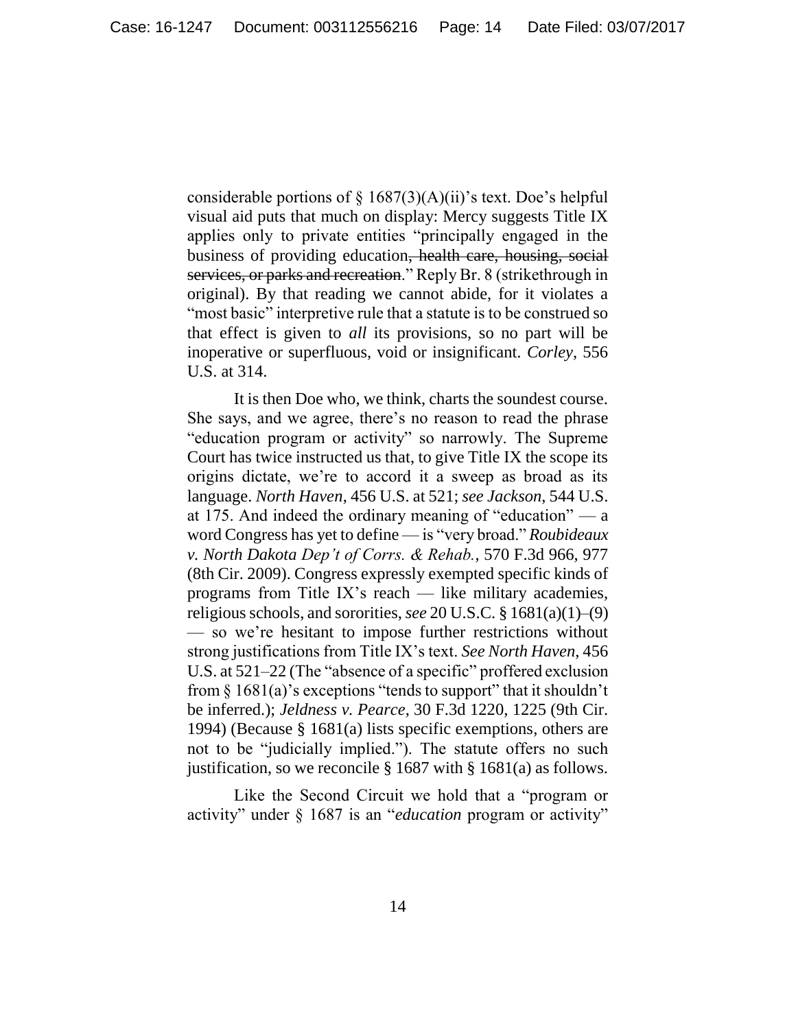considerable portions of § 1687(3)(A)(ii)'s text. Doe's helpful visual aid puts that much on display: Mercy suggests Title IX applies only to private entities "principally engaged in the business of providing education~~, health care, housing, social services, or parks and recreation~~." Reply Br. 8 (strikethrough in original). By that reading we cannot abide, for it violates a "most basic" interpretive rule that a statute is to be construed so that effect is given to *all* its provisions, so no part will be inoperative or superfluous, void or insignificant. *Corley*, 556 U.S. at 314.

It is then Doe who, we think, charts the soundest course. She says, and we agree, there's no reason to read the phrase "education program or activity" so narrowly. The Supreme Court has twice instructed us that, to give Title IX the scope its origins dictate, we're to accord it a sweep as broad as its language. *North Haven*, 456 U.S. at 521; *see Jackson*, 544 U.S. at 175. And indeed the ordinary meaning of "education" — a word Congress has yet to define — is "very broad." *Roubideaux v. North Dakota Dep't of Corrs. & Rehab.*, 570 F.3d 966, 977 (8th Cir. 2009). Congress expressly exempted specific kinds of programs from Title IX's reach — like military academies, religious schools, and sororities, *see* 20 U.S.C. § 1681(a)(1)–(9) — so we're hesitant to impose further restrictions without strong justifications from Title IX's text. *See North Haven*, 456 U.S. at 521–22 (The "absence of a specific" proffered exclusion from § 1681(a)'s exceptions "tends to support" that it shouldn't be inferred.); *Jeldness v. Pearce*, 30 F.3d 1220, 1225 (9th Cir. 1994) (Because § 1681(a) lists specific exemptions, others are not to be "judicially implied."). The statute offers no such justification, so we reconcile § 1687 with § 1681(a) as follows.

Like the Second Circuit we hold that a "program or activity" under § 1687 is an "*education* program or activity"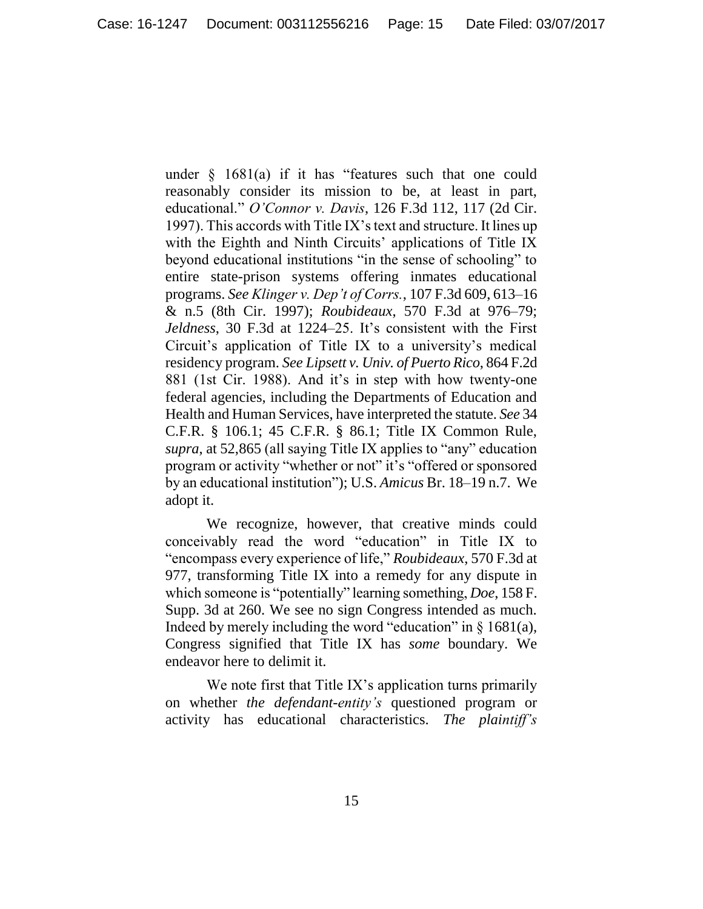under § 1681(a) if it has "features such that one could reasonably consider its mission to be, at least in part, educational." *O'Connor v. Davis*, 126 F.3d 112, 117 (2d Cir. 1997). This accords with Title IX's text and structure. It lines up with the Eighth and Ninth Circuits' applications of Title IX beyond educational institutions "in the sense of schooling" to entire state-prison systems offering inmates educational programs. *See Klinger v. Dep't of Corrs.*, 107 F.3d 609, 613–16 & n.5 (8th Cir. 1997); *Roubideaux*, 570 F.3d at 976–79; *Jeldness*, 30 F.3d at 1224–25. It's consistent with the First Circuit's application of Title IX to a university's medical residency program. *See Lipsett v. Univ. of Puerto Rico*, 864 F.2d 881 (1st Cir. 1988). And it's in step with how twenty-one federal agencies, including the Departments of Education and Health and Human Services, have interpreted the statute. *See* 34 C.F.R. § 106.1; 45 C.F.R. § 86.1; Title IX Common Rule, *supra*, at 52,865 (all saying Title IX applies to "any" education program or activity "whether or not" it's "offered or sponsored by an educational institution"); U.S. *Amicus* Br. 18–19 n.7. We adopt it.

We recognize, however, that creative minds could conceivably read the word "education" in Title IX to "encompass every experience of life," *Roubideaux*, 570 F.3d at 977, transforming Title IX into a remedy for any dispute in which someone is "potentially" learning something, *Doe*, 158 F. Supp. 3d at 260. We see no sign Congress intended as much. Indeed by merely including the word "education" in § 1681(a), Congress signified that Title IX has *some* boundary. We endeavor here to delimit it.

We note first that Title IX's application turns primarily on whether *the defendant-entity's* questioned program or activity has educational characteristics. *The plaintiff's*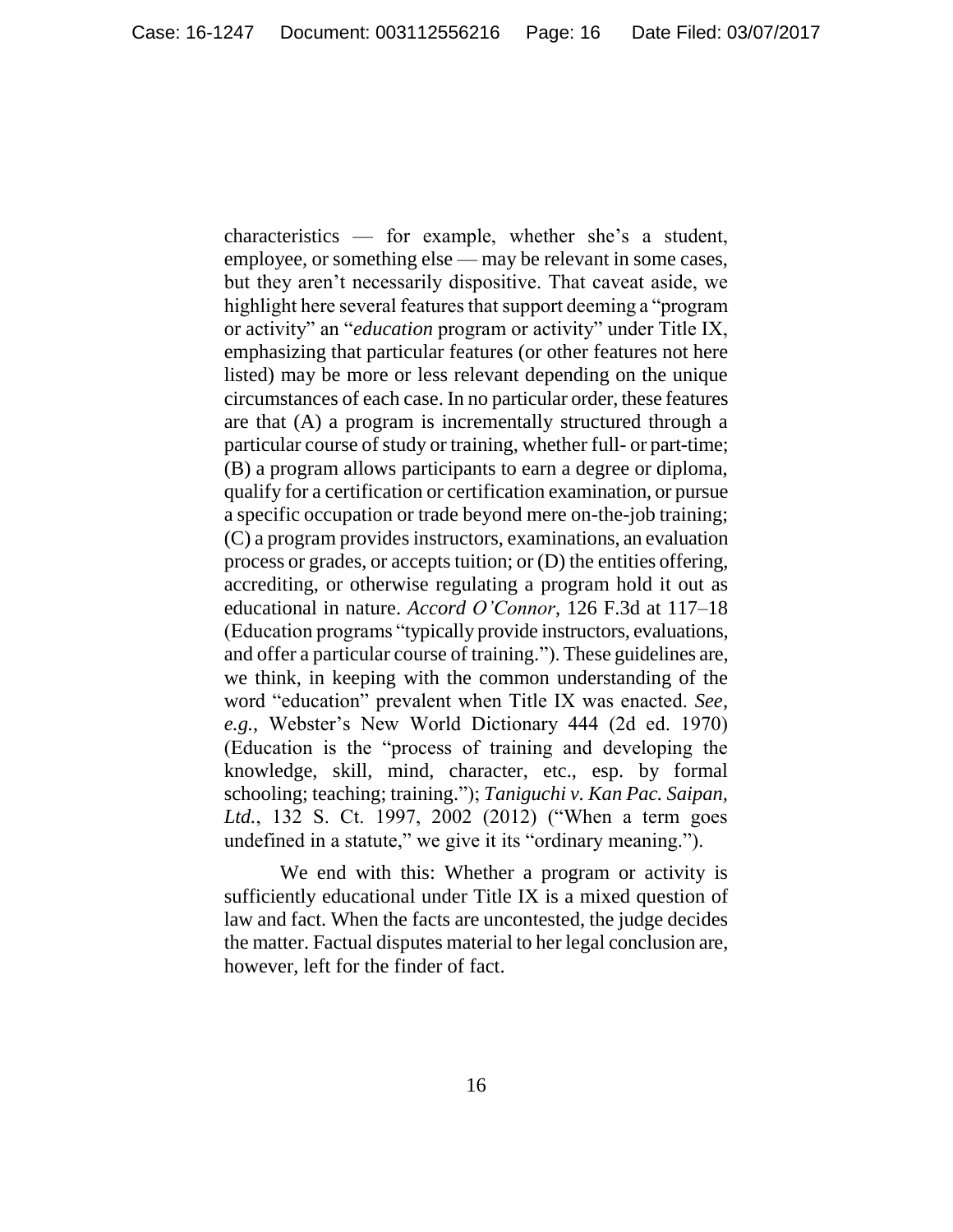characteristics — for example, whether she's a student, employee, or something else — may be relevant in some cases, but they aren't necessarily dispositive. That caveat aside, we highlight here several features that support deeming a "program or activity" an "*education* program or activity" under Title IX, emphasizing that particular features (or other features not here listed) may be more or less relevant depending on the unique circumstances of each case. In no particular order, these features are that (A) a program is incrementally structured through a particular course of study or training, whether full- or part-time; (B) a program allows participants to earn a degree or diploma, qualify for a certification or certification examination, or pursue a specific occupation or trade beyond mere on-the-job training; (C) a program provides instructors, examinations, an evaluation process or grades, or accepts tuition; or (D) the entities offering, accrediting, or otherwise regulating a program hold it out as educational in nature. *Accord O'Connor*, 126 F.3d at 117–18 (Education programs "typically provide instructors, evaluations, and offer a particular course of training."). These guidelines are, we think, in keeping with the common understanding of the word "education" prevalent when Title IX was enacted. *See, e.g.*, Webster's New World Dictionary 444 (2d ed. 1970) (Education is the "process of training and developing the knowledge, skill, mind, character, etc., esp. by formal schooling; teaching; training."); *Taniguchi v. Kan Pac. Saipan, Ltd.*, 132 S. Ct. 1997, 2002 (2012) ("When a term goes undefined in a statute," we give it its "ordinary meaning.").

We end with this: Whether a program or activity is sufficiently educational under Title IX is a mixed question of law and fact. When the facts are uncontested, the judge decides the matter. Factual disputes material to her legal conclusion are, however, left for the finder of fact.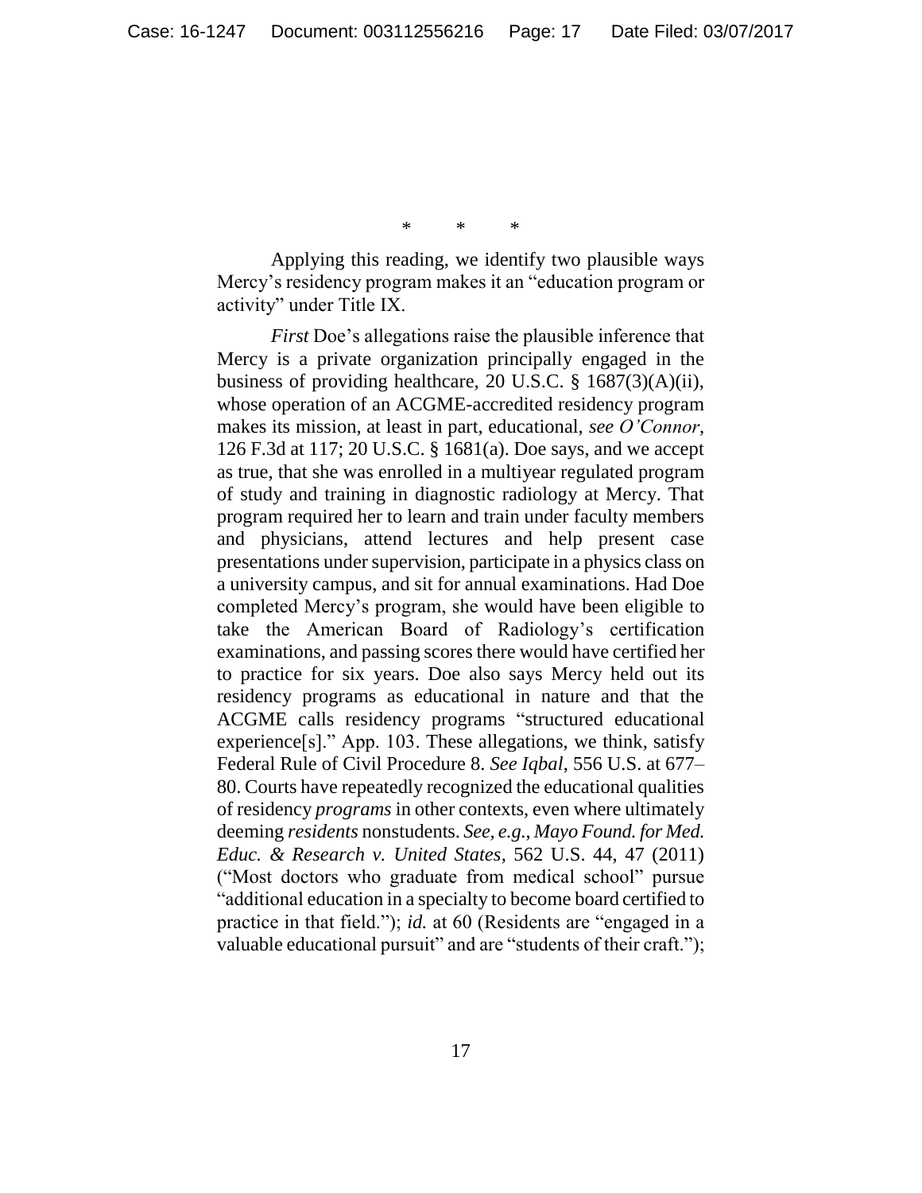\*     \*     \*

Applying this reading, we identify two plausible ways Mercy's residency program makes it an "education program or activity" under Title IX.

*First* Doe's allegations raise the plausible inference that Mercy is a private organization principally engaged in the business of providing healthcare, 20 U.S.C. § 1687(3)(A)(ii), whose operation of an ACGME-accredited residency program makes its mission, at least in part, educational, *see O'Connor*, 126 F.3d at 117; 20 U.S.C. § 1681(a). Doe says, and we accept as true, that she was enrolled in a multiyear regulated program of study and training in diagnostic radiology at Mercy. That program required her to learn and train under faculty members and physicians, attend lectures and help present case presentations under supervision, participate in a physics class on a university campus, and sit for annual examinations. Had Doe completed Mercy's program, she would have been eligible to take the American Board of Radiology's certification examinations, and passing scores there would have certified her to practice for six years. Doe also says Mercy held out its residency programs as educational in nature and that the ACGME calls residency programs "structured educational experience[s]." App. 103. These allegations, we think, satisfy Federal Rule of Civil Procedure 8. *See Iqbal*, 556 U.S. at 677–80. Courts have repeatedly recognized the educational qualities of residency *programs* in other contexts, even where ultimately deeming *residents* nonstudents. *See, e.g.*, *Mayo Found. for Med. Educ. & Research v. United States*, 562 U.S. 44, 47 (2011) ("Most doctors who graduate from medical school" pursue "additional education in a specialty to become board certified to practice in that field."); *id.* at 60 (Residents are "engaged in a valuable educational pursuit" and are "students of their craft.");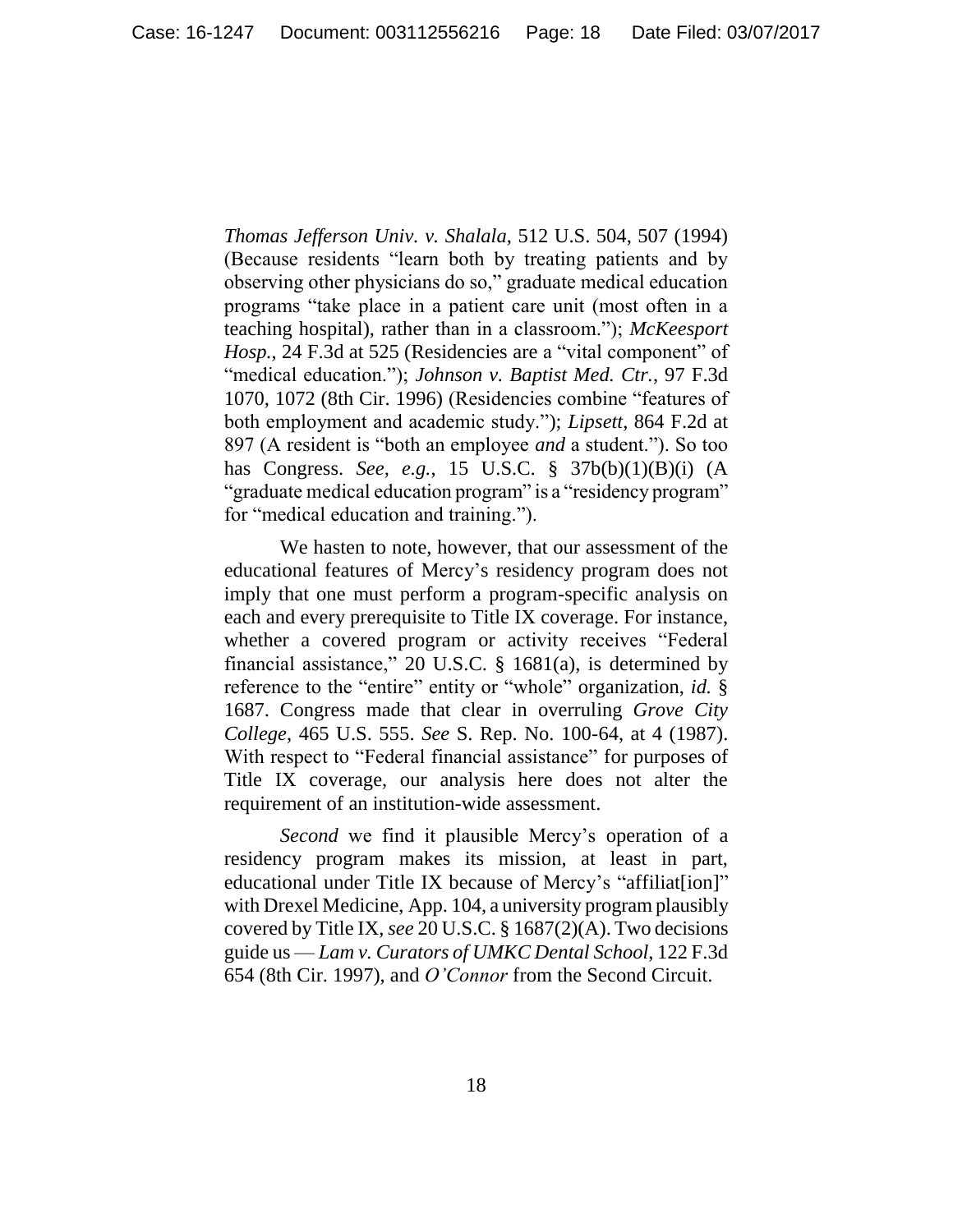*Thomas Jefferson Univ. v. Shalala*, 512 U.S. 504, 507 (1994) (Because residents "learn both by treating patients and by observing other physicians do so," graduate medical education programs "take place in a patient care unit (most often in a teaching hospital), rather than in a classroom."); *McKeesport Hosp.*, 24 F.3d at 525 (Residencies are a "vital component" of "medical education."); *Johnson v. Baptist Med. Ctr.*, 97 F.3d 1070, 1072 (8th Cir. 1996) (Residencies combine "features of both employment and academic study."); *Lipsett*, 864 F.2d at 897 (A resident is "both an employee *and* a student."). So too has Congress. *See, e.g.*, 15 U.S.C. § 37b(b)(1)(B)(i) (A "graduate medical education program" is a "residency program" for "medical education and training.").

We hasten to note, however, that our assessment of the educational features of Mercy's residency program does not imply that one must perform a program-specific analysis on each and every prerequisite to Title IX coverage. For instance, whether a covered program or activity receives "Federal financial assistance," 20 U.S.C. § 1681(a), is determined by reference to the "entire" entity or "whole" organization, *id.* § 1687. Congress made that clear in overruling *Grove City College*, 465 U.S. 555. *See* S. Rep. No. 100-64, at 4 (1987). With respect to "Federal financial assistance" for purposes of Title IX coverage, our analysis here does not alter the requirement of an institution-wide assessment.

*Second* we find it plausible Mercy's operation of a residency program makes its mission, at least in part, educational under Title IX because of Mercy's "affiliat[ion]" with Drexel Medicine, App. 104, a university program plausibly covered by Title IX, *see* 20 U.S.C. § 1687(2)(A). Two decisions guide us — *Lam v. Curators of UMKC Dental School*, 122 F.3d 654 (8th Cir. 1997), and *O'Connor* from the Second Circuit.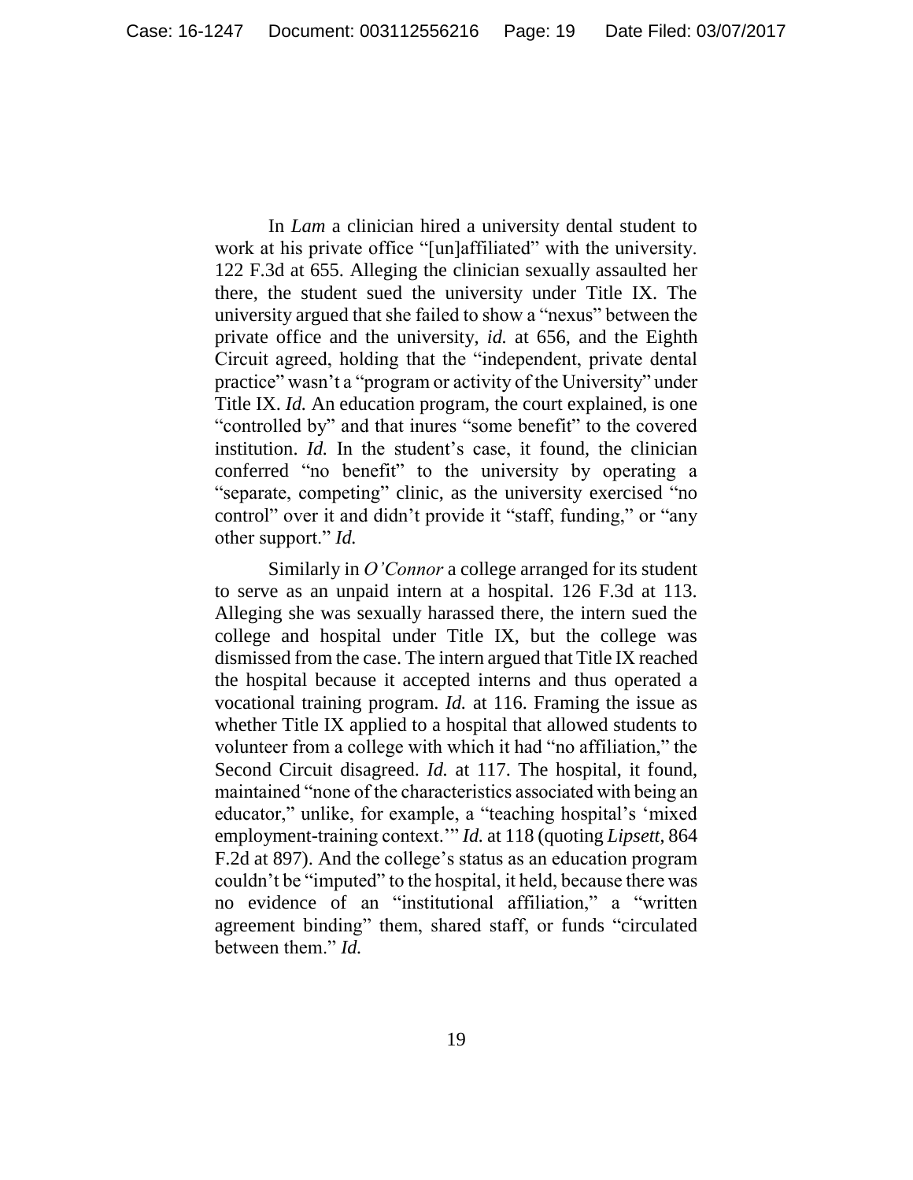In *Lam* a clinician hired a university dental student to work at his private office "[un]affiliated" with the university. 122 F.3d at 655. Alleging the clinician sexually assaulted her there, the student sued the university under Title IX. The university argued that she failed to show a "nexus" between the private office and the university, *id.* at 656, and the Eighth Circuit agreed, holding that the "independent, private dental practice" wasn't a "program or activity of the University" under Title IX. *Id.* An education program, the court explained, is one "controlled by" and that inures "some benefit" to the covered institution. *Id.* In the student's case, it found, the clinician conferred "no benefit" to the university by operating a "separate, competing" clinic, as the university exercised "no control" over it and didn't provide it "staff, funding," or "any other support." *Id.*

Similarly in *O'Connor* a college arranged for its student to serve as an unpaid intern at a hospital. 126 F.3d at 113. Alleging she was sexually harassed there, the intern sued the college and hospital under Title IX, but the college was dismissed from the case. The intern argued that Title IX reached the hospital because it accepted interns and thus operated a vocational training program. *Id.* at 116. Framing the issue as whether Title IX applied to a hospital that allowed students to volunteer from a college with which it had "no affiliation," the Second Circuit disagreed. *Id.* at 117. The hospital, it found, maintained "none of the characteristics associated with being an educator," unlike, for example, a "teaching hospital's 'mixed employment-training context.'" *Id.* at 118 (quoting *Lipsett*, 864 F.2d at 897). And the college's status as an education program couldn't be "imputed" to the hospital, it held, because there was no evidence of an "institutional affiliation," a "written agreement binding" them, shared staff, or funds "circulated between them." *Id.*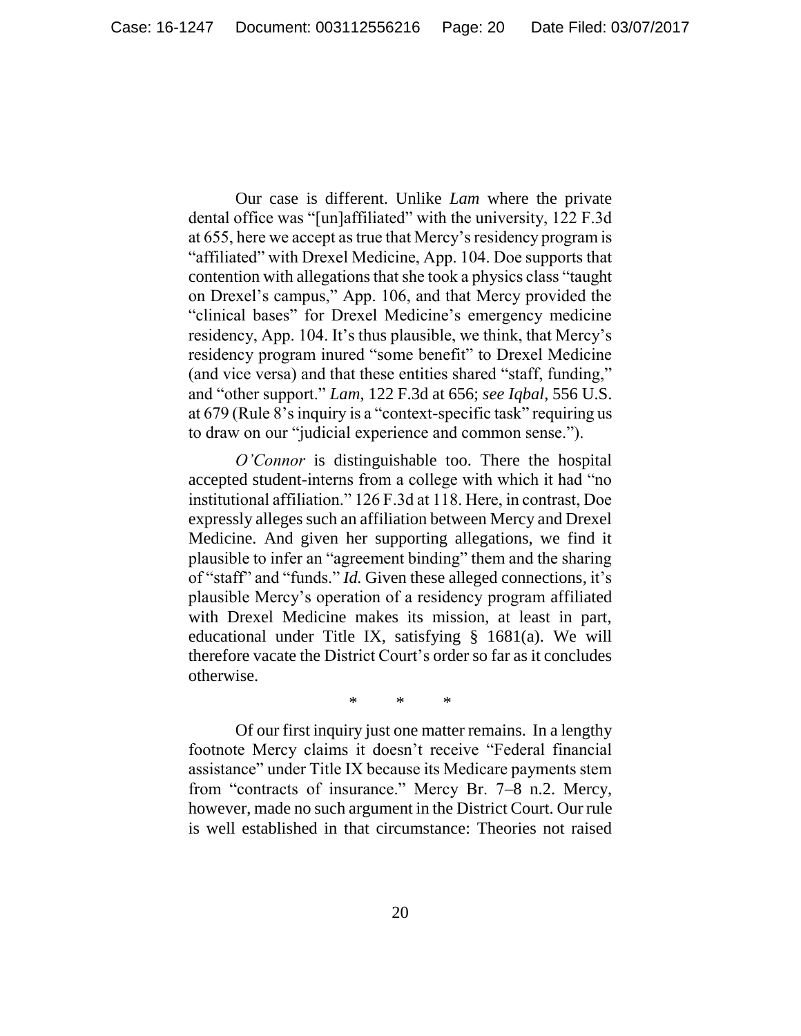Our case is different. Unlike *Lam* where the private dental office was "[un]affiliated" with the university, 122 F.3d at 655, here we accept as true that Mercy's residency program is "affiliated" with Drexel Medicine, App. 104. Doe supports that contention with allegations that she took a physics class "taught on Drexel's campus," App. 106, and that Mercy provided the "clinical bases" for Drexel Medicine's emergency medicine residency, App. 104. It's thus plausible, we think, that Mercy's residency program inured "some benefit" to Drexel Medicine (and vice versa) and that these entities shared "staff, funding," and "other support." *Lam*, 122 F.3d at 656; *see Iqbal*, 556 U.S. at 679 (Rule 8's inquiry is a "context-specific task" requiring us to draw on our "judicial experience and common sense.").

*O'Connor* is distinguishable too. There the hospital accepted student-interns from a college with which it had "no institutional affiliation." 126 F.3d at 118. Here, in contrast, Doe expressly alleges such an affiliation between Mercy and Drexel Medicine. And given her supporting allegations, we find it plausible to infer an "agreement binding" them and the sharing of "staff" and "funds." *Id.* Given these alleged connections, it's plausible Mercy's operation of a residency program affiliated with Drexel Medicine makes its mission, at least in part, educational under Title IX, satisfying § 1681(a). We will therefore vacate the District Court's order so far as it concludes otherwise.

\* \* \*

Of our first inquiry just one matter remains. In a lengthy footnote Mercy claims it doesn't receive "Federal financial assistance" under Title IX because its Medicare payments stem from "contracts of insurance." Mercy Br. 7–8 n.2. Mercy, however, made no such argument in the District Court. Our rule is well established in that circumstance: Theories not raised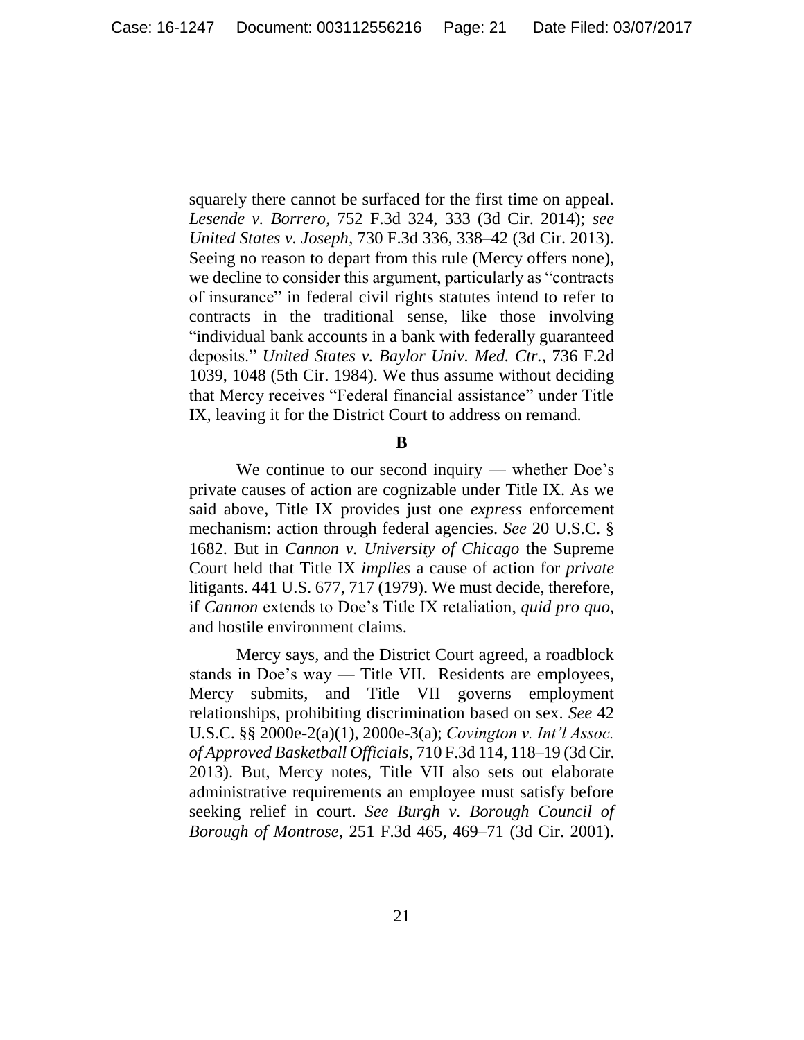squarely there cannot be surfaced for the first time on appeal. *Lesende v. Borrero*, 752 F.3d 324, 333 (3d Cir. 2014); *see United States v. Joseph*, 730 F.3d 336, 338–42 (3d Cir. 2013). Seeing no reason to depart from this rule (Mercy offers none), we decline to consider this argument, particularly as "contracts of insurance" in federal civil rights statutes intend to refer to contracts in the traditional sense, like those involving "individual bank accounts in a bank with federally guaranteed deposits." *United States v. Baylor Univ. Med. Ctr.*, 736 F.2d 1039, 1048 (5th Cir. 1984). We thus assume without deciding that Mercy receives "Federal financial assistance" under Title IX, leaving it for the District Court to address on remand.

**B**

We continue to our second inquiry — whether Doe's private causes of action are cognizable under Title IX. As we said above, Title IX provides just one *express* enforcement mechanism: action through federal agencies. *See* 20 U.S.C. § 1682. But in *Cannon v. University of Chicago* the Supreme Court held that Title IX *implies* a cause of action for *private* litigants. 441 U.S. 677, 717 (1979). We must decide, therefore, if *Cannon* extends to Doe's Title IX retaliation, *quid pro quo*, and hostile environment claims.

Mercy says, and the District Court agreed, a roadblock stands in Doe's way — Title VII. Residents are employees, Mercy submits, and Title VII governs employment relationships, prohibiting discrimination based on sex. *See* 42 U.S.C. §§ 2000e-2(a)(1), 2000e-3(a); *Covington v. Int'l Assoc. of Approved Basketball Officials*, 710 F.3d 114, 118–19 (3d Cir. 2013). But, Mercy notes, Title VII also sets out elaborate administrative requirements an employee must satisfy before seeking relief in court. *See Burgh v. Borough Council of Borough of Montrose*, 251 F.3d 465, 469–71 (3d Cir. 2001).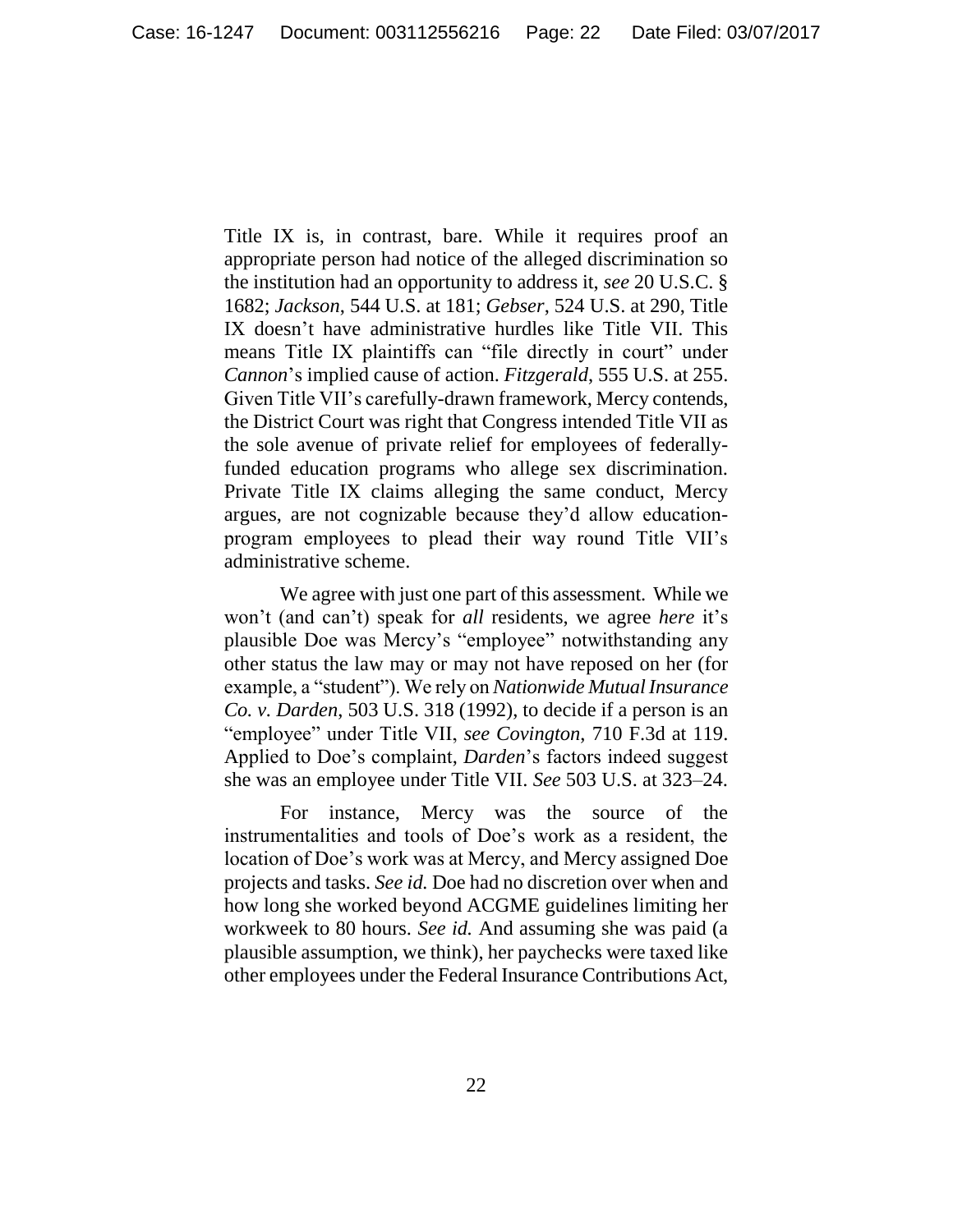Title IX is, in contrast, bare. While it requires proof an appropriate person had notice of the alleged discrimination so the institution had an opportunity to address it, *see* 20 U.S.C. § 1682; *Jackson*, 544 U.S. at 181; *Gebser*, 524 U.S. at 290, Title IX doesn't have administrative hurdles like Title VII. This means Title IX plaintiffs can "file directly in court" under *Cannon*'s implied cause of action. *Fitzgerald*, 555 U.S. at 255. Given Title VII's carefully-drawn framework, Mercy contends, the District Court was right that Congress intended Title VII as the sole avenue of private relief for employees of federally-funded education programs who allege sex discrimination. Private Title IX claims alleging the same conduct, Mercy argues, are not cognizable because they'd allow education-program employees to plead their way round Title VII's administrative scheme.

We agree with just one part of this assessment. While we won't (and can't) speak for *all* residents, we agree *here* it's plausible Doe was Mercy's "employee" notwithstanding any other status the law may or may not have reposed on her (for example, a "student"). We rely on *Nationwide Mutual Insurance Co. v. Darden*, 503 U.S. 318 (1992), to decide if a person is an "employee" under Title VII, *see Covington*, 710 F.3d at 119. Applied to Doe's complaint, *Darden*'s factors indeed suggest she was an employee under Title VII. *See* 503 U.S. at 323–24.

For instance, Mercy was the source of the instrumentalities and tools of Doe's work as a resident, the location of Doe's work was at Mercy, and Mercy assigned Doe projects and tasks. *See id.* Doe had no discretion over when and how long she worked beyond ACGME guidelines limiting her workweek to 80 hours. *See id.* And assuming she was paid (a plausible assumption, we think), her paychecks were taxed like other employees under the Federal Insurance Contributions Act,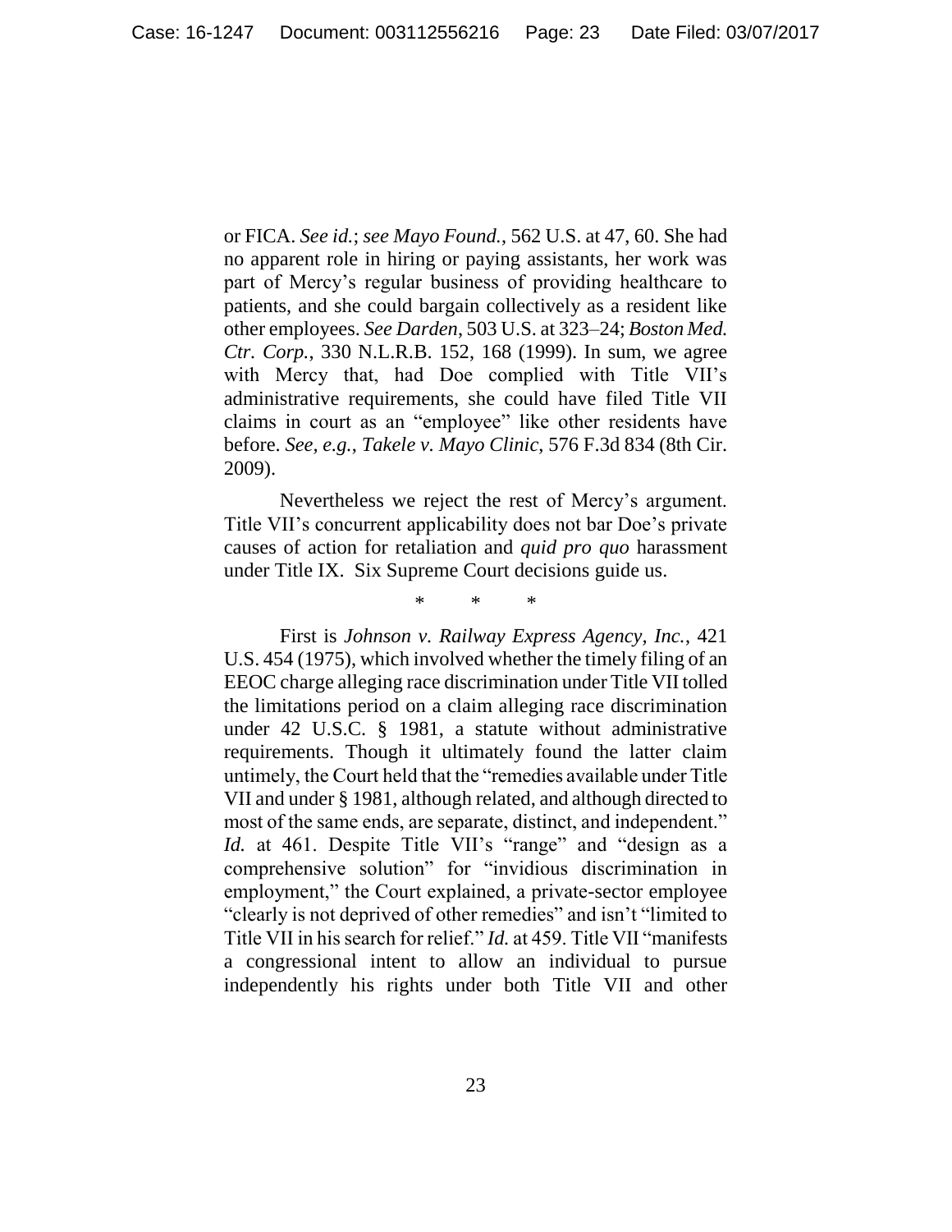or FICA. *See id.*; *see Mayo Found.*, 562 U.S. at 47, 60. She had no apparent role in hiring or paying assistants, her work was part of Mercy's regular business of providing healthcare to patients, and she could bargain collectively as a resident like other employees. *See Darden*, 503 U.S. at 323–24; *Boston Med. Ctr. Corp.*, 330 N.L.R.B. 152, 168 (1999). In sum, we agree with Mercy that, had Doe complied with Title VII's administrative requirements, she could have filed Title VII claims in court as an "employee" like other residents have before. *See, e.g.*, *Takele v. Mayo Clinic*, 576 F.3d 834 (8th Cir. 2009).

Nevertheless we reject the rest of Mercy's argument. Title VII's concurrent applicability does not bar Doe's private causes of action for retaliation and *quid pro quo* harassment under Title IX. Six Supreme Court decisions guide us.

\* \* \*

First is *Johnson v. Railway Express Agency, Inc.*, 421 U.S. 454 (1975), which involved whether the timely filing of an EEOC charge alleging race discrimination under Title VII tolled the limitations period on a claim alleging race discrimination under 42 U.S.C. § 1981, a statute without administrative requirements. Though it ultimately found the latter claim untimely, the Court held that the "remedies available under Title VII and under § 1981, although related, and although directed to most of the same ends, are separate, distinct, and independent." *Id.* at 461. Despite Title VII's "range" and "design as a comprehensive solution" for "invidious discrimination in employment," the Court explained, a private-sector employee "clearly is not deprived of other remedies" and isn't "limited to Title VII in his search for relief." *Id.* at 459. Title VII "manifests a congressional intent to allow an individual to pursue independently his rights under both Title VII and other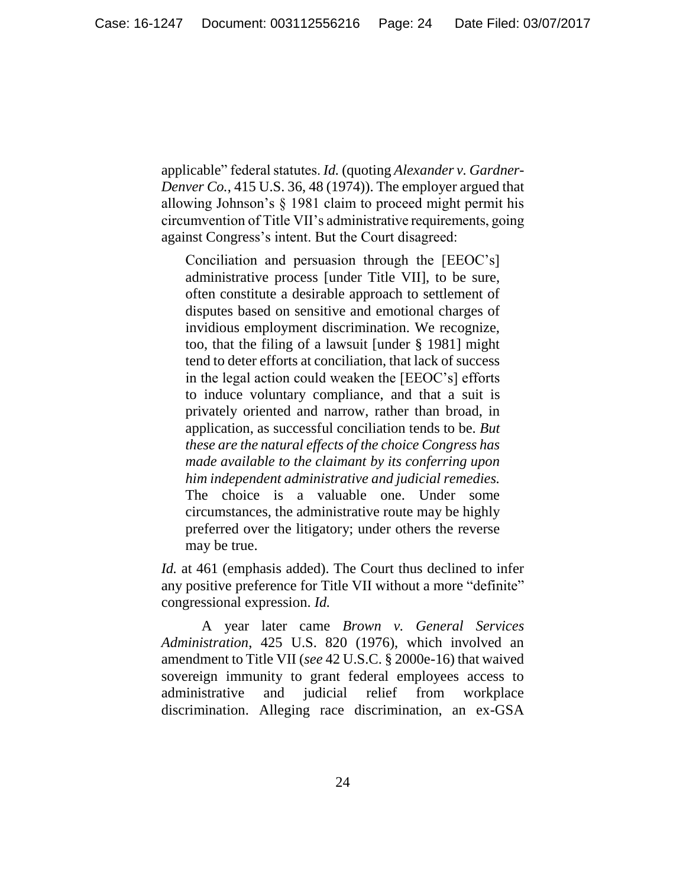applicable" federal statutes. *Id.* (quoting *Alexander v. Gardner-Denver Co.*, 415 U.S. 36, 48 (1974)). The employer argued that allowing Johnson's § 1981 claim to proceed might permit his circumvention of Title VII's administrative requirements, going against Congress's intent. But the Court disagreed:

> Conciliation and persuasion through the [EEOC's] administrative process [under Title VII], to be sure, often constitute a desirable approach to settlement of disputes based on sensitive and emotional charges of invidious employment discrimination. We recognize, too, that the filing of a lawsuit [under § 1981] might tend to deter efforts at conciliation, that lack of success in the legal action could weaken the [EEOC's] efforts to induce voluntary compliance, and that a suit is privately oriented and narrow, rather than broad, in application, as successful conciliation tends to be. *But these are the natural effects of the choice Congress has made available to the claimant by its conferring upon him independent administrative and judicial remedies.* The choice is a valuable one. Under some circumstances, the administrative route may be highly preferred over the litigatory; under others the reverse may be true.

*Id.* at 461 (emphasis added). The Court thus declined to infer any positive preference for Title VII without a more "definite" congressional expression. *Id.*

A year later came *Brown v. General Services Administration*, 425 U.S. 820 (1976), which involved an amendment to Title VII (*see* 42 U.S.C. § 2000e-16) that waived sovereign immunity to grant federal employees access to administrative and judicial relief from workplace discrimination. Alleging race discrimination, an ex-GSA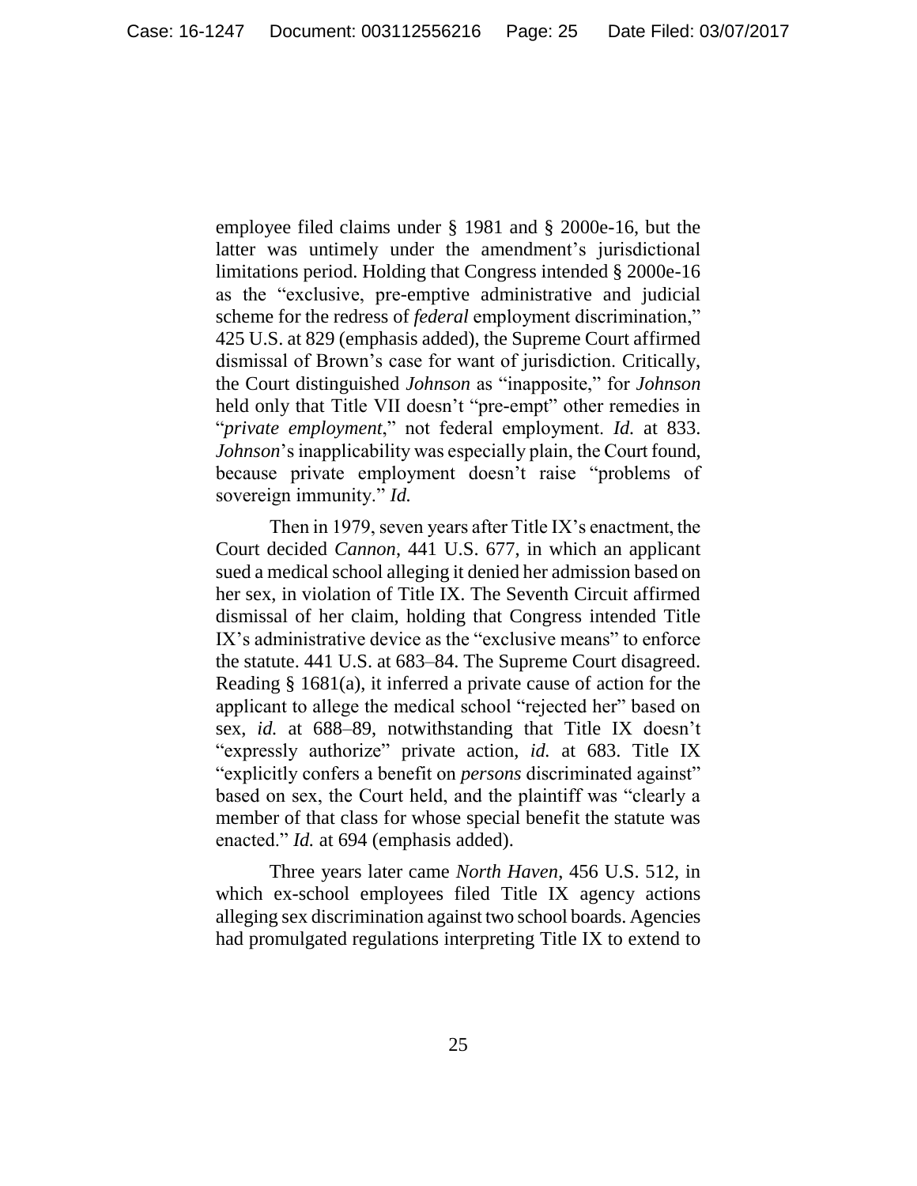employee filed claims under § 1981 and § 2000e-16, but the latter was untimely under the amendment's jurisdictional limitations period. Holding that Congress intended § 2000e-16 as the "exclusive, pre-emptive administrative and judicial scheme for the redress of *federal* employment discrimination," 425 U.S. at 829 (emphasis added), the Supreme Court affirmed dismissal of Brown's case for want of jurisdiction. Critically, the Court distinguished *Johnson* as "inapposite," for *Johnson* held only that Title VII doesn't "pre-empt" other remedies in "*private employment*," not federal employment. *Id.* at 833. *Johnson*'s inapplicability was especially plain, the Court found, because private employment doesn't raise "problems of sovereign immunity." *Id.*

Then in 1979, seven years after Title IX's enactment, the Court decided *Cannon*, 441 U.S. 677, in which an applicant sued a medical school alleging it denied her admission based on her sex, in violation of Title IX. The Seventh Circuit affirmed dismissal of her claim, holding that Congress intended Title IX's administrative device as the "exclusive means" to enforce the statute. 441 U.S. at 683–84. The Supreme Court disagreed. Reading § 1681(a), it inferred a private cause of action for the applicant to allege the medical school "rejected her" based on sex, *id.* at 688–89, notwithstanding that Title IX doesn't "expressly authorize" private action, *id.* at 683. Title IX "explicitly confers a benefit on *persons* discriminated against" based on sex, the Court held, and the plaintiff was "clearly a member of that class for whose special benefit the statute was enacted." *Id.* at 694 (emphasis added).

Three years later came *North Haven*, 456 U.S. 512, in which ex-school employees filed Title IX agency actions alleging sex discrimination against two school boards. Agencies had promulgated regulations interpreting Title IX to extend to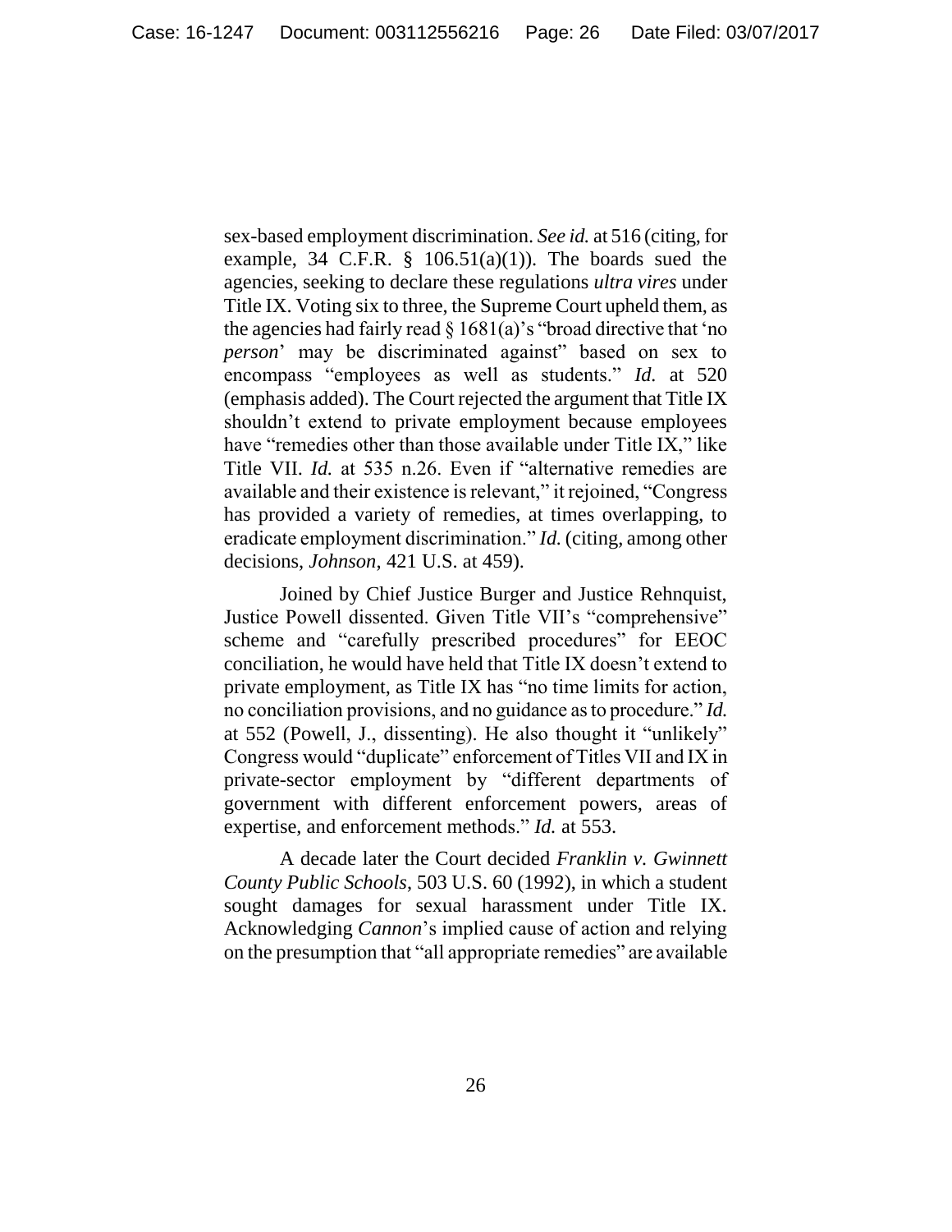sex-based employment discrimination. *See id.* at 516 (citing, for example, 34 C.F.R. § 106.51(a)(1)). The boards sued the agencies, seeking to declare these regulations *ultra vires* under Title IX. Voting six to three, the Supreme Court upheld them, as the agencies had fairly read § 1681(a)'s "broad directive that 'no *person*' may be discriminated against" based on sex to encompass "employees as well as students." *Id.* at 520 (emphasis added). The Court rejected the argument that Title IX shouldn't extend to private employment because employees have "remedies other than those available under Title IX," like Title VII. *Id.* at 535 n.26. Even if "alternative remedies are available and their existence is relevant," it rejoined, "Congress has provided a variety of remedies, at times overlapping, to eradicate employment discrimination." *Id.* (citing, among other decisions, *Johnson*, 421 U.S. at 459).

Joined by Chief Justice Burger and Justice Rehnquist, Justice Powell dissented. Given Title VII's "comprehensive" scheme and "carefully prescribed procedures" for EEOC conciliation, he would have held that Title IX doesn't extend to private employment, as Title IX has "no time limits for action, no conciliation provisions, and no guidance as to procedure." *Id.* at 552 (Powell, J., dissenting). He also thought it "unlikely" Congress would "duplicate" enforcement of Titles VII and IX in private-sector employment by "different departments of government with different enforcement powers, areas of expertise, and enforcement methods." *Id.* at 553.

A decade later the Court decided *Franklin v. Gwinnett County Public Schools*, 503 U.S. 60 (1992), in which a student sought damages for sexual harassment under Title IX. Acknowledging *Cannon*'s implied cause of action and relying on the presumption that "all appropriate remedies" are available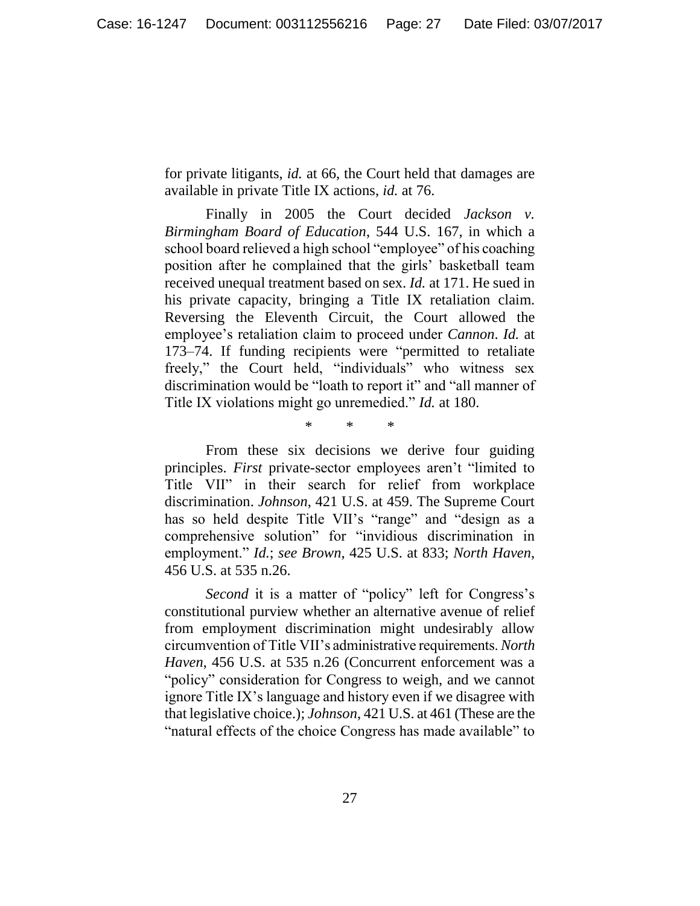for private litigants, *id.* at 66, the Court held that damages are available in private Title IX actions, *id.* at 76.

Finally in 2005 the Court decided *Jackson v. Birmingham Board of Education*, 544 U.S. 167, in which a school board relieved a high school "employee" of his coaching position after he complained that the girls' basketball team received unequal treatment based on sex. *Id.* at 171. He sued in his private capacity, bringing a Title IX retaliation claim. Reversing the Eleventh Circuit, the Court allowed the employee's retaliation claim to proceed under *Cannon*. *Id.* at 173–74. If funding recipients were "permitted to retaliate freely," the Court held, "individuals" who witness sex discrimination would be "loath to report it" and "all manner of Title IX violations might go unremedied." *Id.* at 180.

\* \* \*

From these six decisions we derive four guiding principles. *First* private-sector employees aren't "limited to Title VII" in their search for relief from workplace discrimination. *Johnson*, 421 U.S. at 459. The Supreme Court has so held despite Title VII's "range" and "design as a comprehensive solution" for "invidious discrimination in employment." *Id.*; *see Brown*, 425 U.S. at 833; *North Haven*, 456 U.S. at 535 n.26.

*Second* it is a matter of "policy" left for Congress's constitutional purview whether an alternative avenue of relief from employment discrimination might undesirably allow circumvention of Title VII's administrative requirements. *North Haven*, 456 U.S. at 535 n.26 (Concurrent enforcement was a "policy" consideration for Congress to weigh, and we cannot ignore Title IX's language and history even if we disagree with that legislative choice.); *Johnson*, 421 U.S. at 461 (These are the "natural effects of the choice Congress has made available" to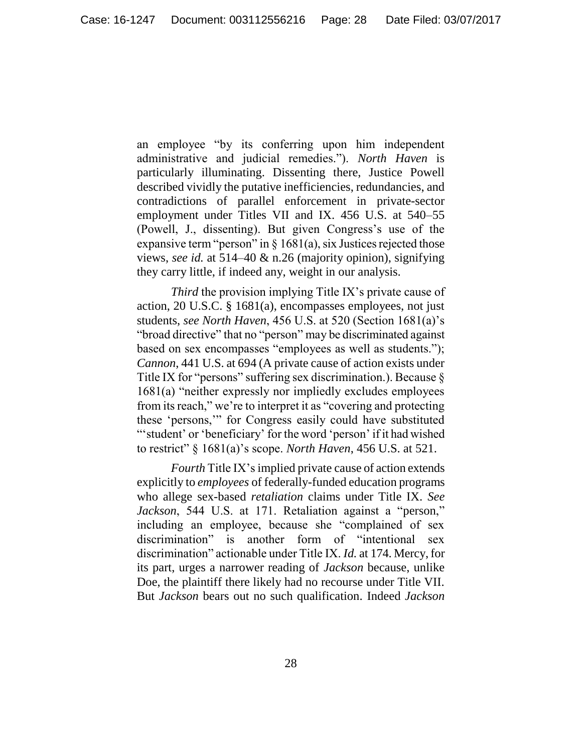an employee "by its conferring upon him independent administrative and judicial remedies."). *North Haven* is particularly illuminating. Dissenting there, Justice Powell described vividly the putative inefficiencies, redundancies, and contradictions of parallel enforcement in private-sector employment under Titles VII and IX. 456 U.S. at 540–55 (Powell, J., dissenting). But given Congress's use of the expansive term "person" in § 1681(a), six Justices rejected those views, *see id.* at 514–40 & n.26 (majority opinion), signifying they carry little, if indeed any, weight in our analysis.

*Third* the provision implying Title IX's private cause of action, 20 U.S.C. § 1681(a), encompasses employees, not just students, *see North Haven*, 456 U.S. at 520 (Section 1681(a)'s "broad directive" that no "person" may be discriminated against based on sex encompasses "employees as well as students."); *Cannon*, 441 U.S. at 694 (A private cause of action exists under Title IX for "persons" suffering sex discrimination.). Because § 1681(a) "neither expressly nor impliedly excludes employees from its reach," we're to interpret it as "covering and protecting these 'persons,'" for Congress easily could have substituted "'student' or 'beneficiary' for the word 'person' if it had wished to restrict" § 1681(a)'s scope. *North Haven*, 456 U.S. at 521.

*Fourth* Title IX's implied private cause of action extends explicitly to *employees* of federally-funded education programs who allege sex-based *retaliation* claims under Title IX. *See Jackson*, 544 U.S. at 171. Retaliation against a "person," including an employee, because she "complained of sex discrimination" is another form of "intentional sex discrimination" actionable under Title IX. *Id.* at 174. Mercy, for its part, urges a narrower reading of *Jackson* because, unlike Doe, the plaintiff there likely had no recourse under Title VII. But *Jackson* bears out no such qualification. Indeed *Jackson*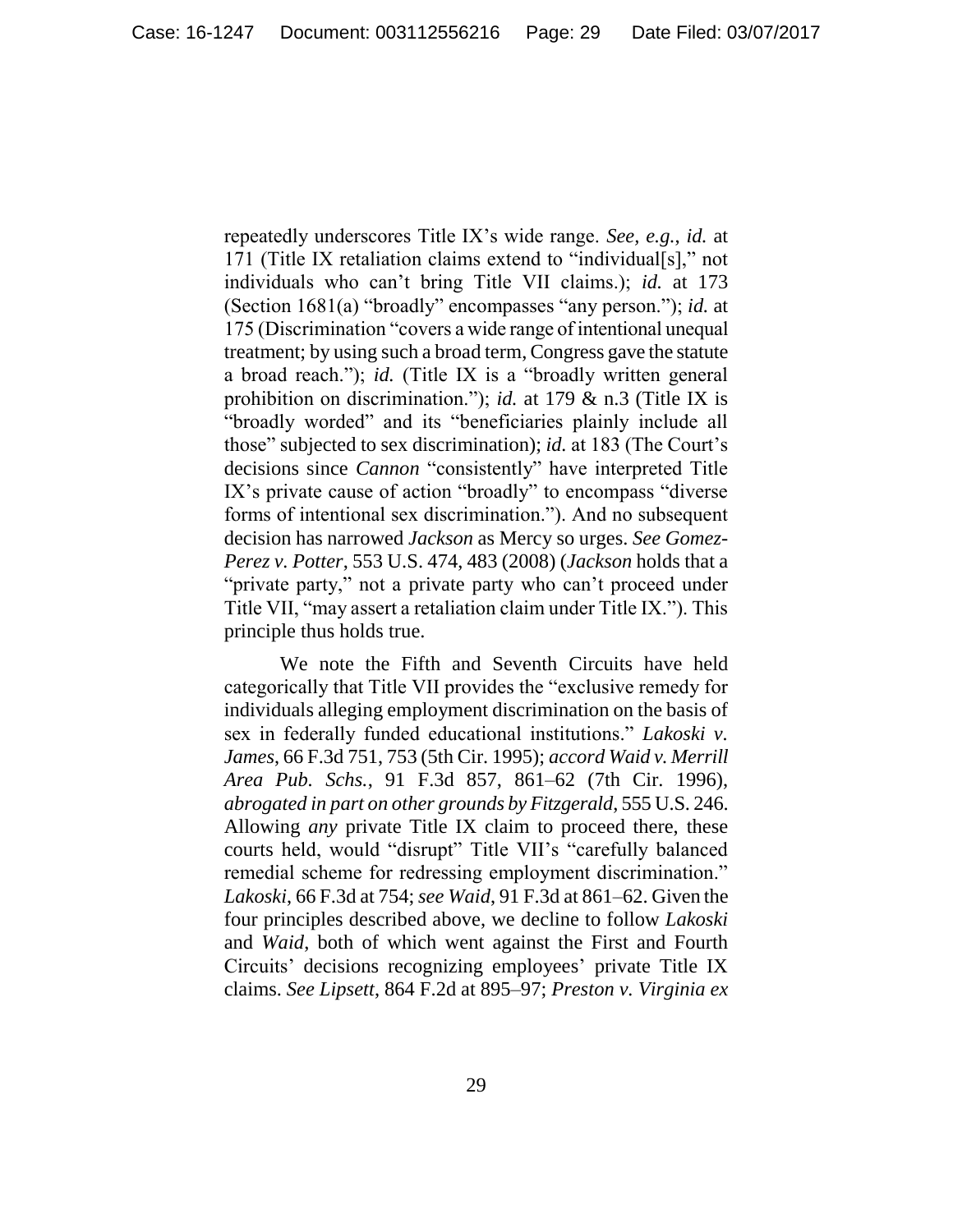repeatedly underscores Title IX's wide range. *See, e.g.*, *id.* at 171 (Title IX retaliation claims extend to "individual[s]," not individuals who can't bring Title VII claims.); *id.* at 173 (Section 1681(a) "broadly" encompasses "any person."); *id.* at 175 (Discrimination "covers a wide range of intentional unequal treatment; by using such a broad term, Congress gave the statute a broad reach."); *id.* (Title IX is a "broadly written general prohibition on discrimination."); *id.* at 179 & n.3 (Title IX is "broadly worded" and its "beneficiaries plainly include all those" subjected to sex discrimination); *id.* at 183 (The Court's decisions since *Cannon* "consistently" have interpreted Title IX's private cause of action "broadly" to encompass "diverse forms of intentional sex discrimination."). And no subsequent decision has narrowed *Jackson* as Mercy so urges. *See Gomez-Perez v. Potter*, 553 U.S. 474, 483 (2008) (*Jackson* holds that a "private party," not a private party who can't proceed under Title VII, "may assert a retaliation claim under Title IX."). This principle thus holds true.

We note the Fifth and Seventh Circuits have held categorically that Title VII provides the "exclusive remedy for individuals alleging employment discrimination on the basis of sex in federally funded educational institutions." *Lakoski v. James*, 66 F.3d 751, 753 (5th Cir. 1995); *accord Waid v. Merrill Area Pub. Schs.*, 91 F.3d 857, 861–62 (7th Cir. 1996), *abrogated in part on other grounds by Fitzgerald*, 555 U.S. 246. Allowing *any* private Title IX claim to proceed there, these courts held, would "disrupt" Title VII's "carefully balanced remedial scheme for redressing employment discrimination." *Lakoski*, 66 F.3d at 754; *see Waid*, 91 F.3d at 861–62. Given the four principles described above, we decline to follow *Lakoski* and *Waid*, both of which went against the First and Fourth Circuits' decisions recognizing employees' private Title IX claims. *See Lipsett*, 864 F.2d at 895–97; *Preston v. Virginia ex*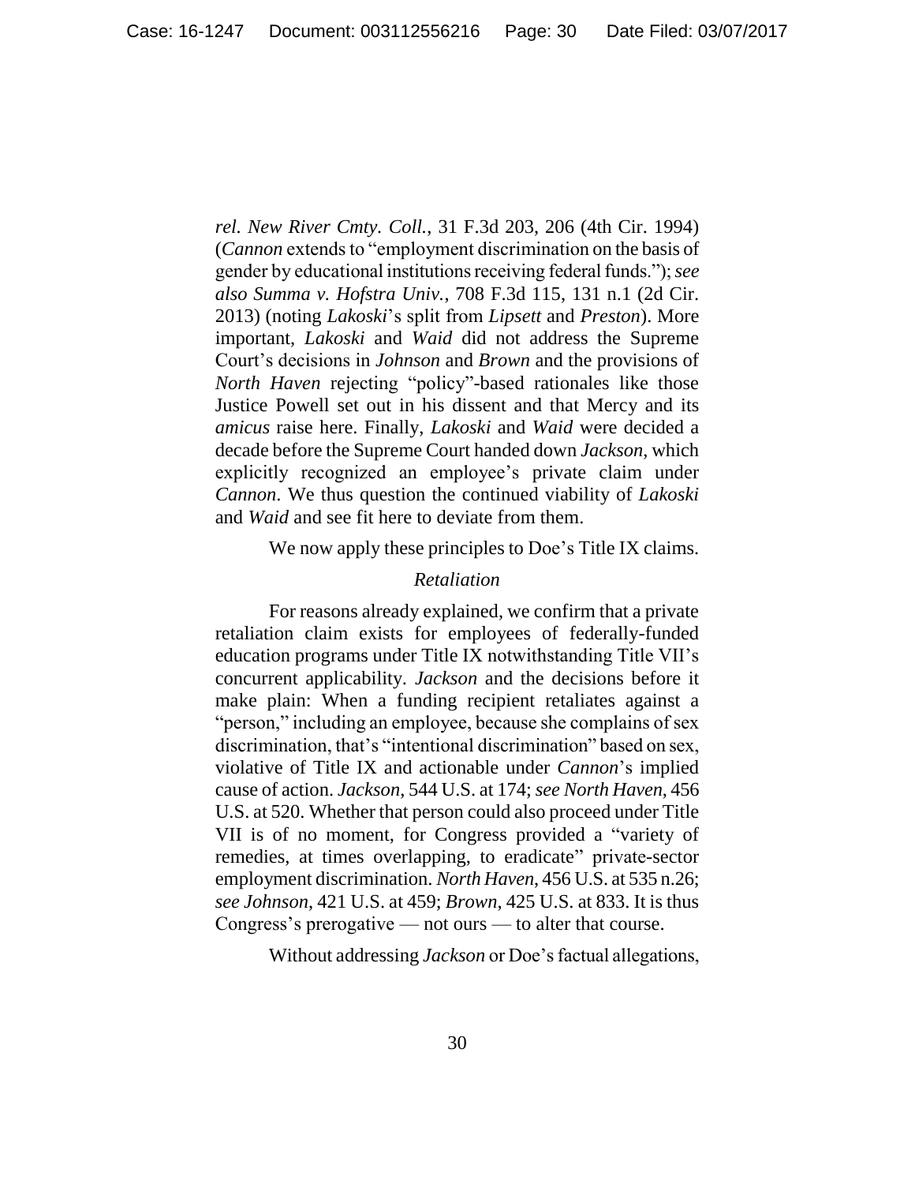*rel. New River Cmty. Coll.*, 31 F.3d 203, 206 (4th Cir. 1994) (*Cannon* extends to "employment discrimination on the basis of gender by educational institutions receiving federal funds."); *see also Summa v. Hofstra Univ.*, 708 F.3d 115, 131 n.1 (2d Cir. 2013) (noting *Lakoski*'s split from *Lipsett* and *Preston*). More important, *Lakoski* and *Waid* did not address the Supreme Court's decisions in *Johnson* and *Brown* and the provisions of *North Haven* rejecting "policy"-based rationales like those Justice Powell set out in his dissent and that Mercy and its *amicus* raise here. Finally, *Lakoski* and *Waid* were decided a decade before the Supreme Court handed down *Jackson*, which explicitly recognized an employee's private claim under *Cannon*. We thus question the continued viability of *Lakoski* and *Waid* and see fit here to deviate from them.

We now apply these principles to Doe's Title IX claims.

*Retaliation*

For reasons already explained, we confirm that a private retaliation claim exists for employees of federally-funded education programs under Title IX notwithstanding Title VII's concurrent applicability. *Jackson* and the decisions before it make plain: When a funding recipient retaliates against a "person," including an employee, because she complains of sex discrimination, that's "intentional discrimination" based on sex, violative of Title IX and actionable under *Cannon*'s implied cause of action. *Jackson*, 544 U.S. at 174; *see North Haven*, 456 U.S. at 520. Whether that person could also proceed under Title VII is of no moment, for Congress provided a "variety of remedies, at times overlapping, to eradicate" private-sector employment discrimination. *North Haven*, 456 U.S. at 535 n.26; *see Johnson*, 421 U.S. at 459; *Brown*, 425 U.S. at 833. It is thus Congress's prerogative — not ours — to alter that course.

Without addressing *Jackson* or Doe's factual allegations,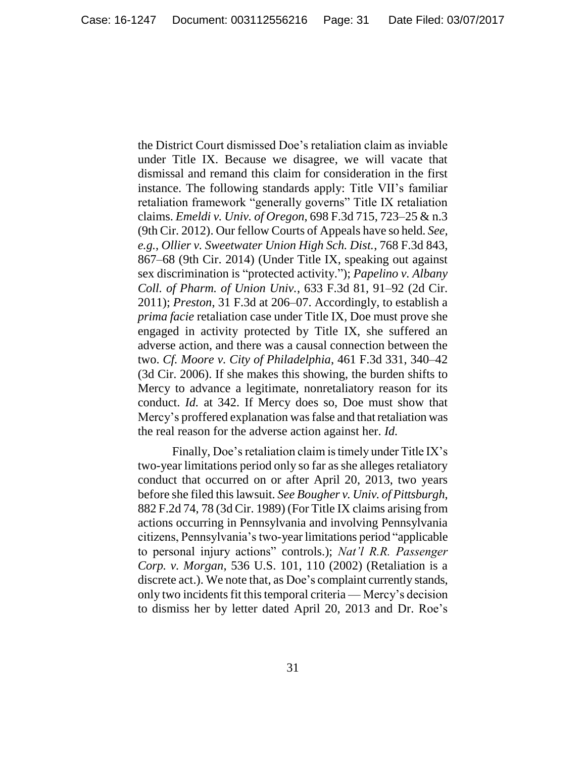the District Court dismissed Doe's retaliation claim as inviable under Title IX. Because we disagree, we will vacate that dismissal and remand this claim for consideration in the first instance. The following standards apply: Title VII's familiar retaliation framework "generally governs" Title IX retaliation claims. *Emeldi v. Univ. of Oregon*, 698 F.3d 715, 723–25 & n.3 (9th Cir. 2012). Our fellow Courts of Appeals have so held. *See, e.g.*, *Ollier v. Sweetwater Union High Sch. Dist.*, 768 F.3d 843, 867–68 (9th Cir. 2014) (Under Title IX, speaking out against sex discrimination is "protected activity."); *Papelino v. Albany Coll. of Pharm. of Union Univ.*, 633 F.3d 81, 91–92 (2d Cir. 2011); *Preston*, 31 F.3d at 206–07. Accordingly, to establish a *prima facie* retaliation case under Title IX, Doe must prove she engaged in activity protected by Title IX, she suffered an adverse action, and there was a causal connection between the two. *Cf. Moore v. City of Philadelphia*, 461 F.3d 331, 340–42 (3d Cir. 2006). If she makes this showing, the burden shifts to Mercy to advance a legitimate, nonretaliatory reason for its conduct. *Id.* at 342. If Mercy does so, Doe must show that Mercy's proffered explanation was false and that retaliation was the real reason for the adverse action against her. *Id.*

Finally, Doe's retaliation claim is timely under Title IX's two-year limitations period only so far as she alleges retaliatory conduct that occurred on or after April 20, 2013, two years before she filed this lawsuit. *See Bougher v. Univ. of Pittsburgh*, 882 F.2d 74, 78 (3d Cir. 1989) (For Title IX claims arising from actions occurring in Pennsylvania and involving Pennsylvania citizens, Pennsylvania's two-year limitations period "applicable to personal injury actions" controls.); *Nat'l R.R. Passenger Corp. v. Morgan*, 536 U.S. 101, 110 (2002) (Retaliation is a discrete act.). We note that, as Doe's complaint currently stands, only two incidents fit this temporal criteria — Mercy's decision to dismiss her by letter dated April 20, 2013 and Dr. Roe's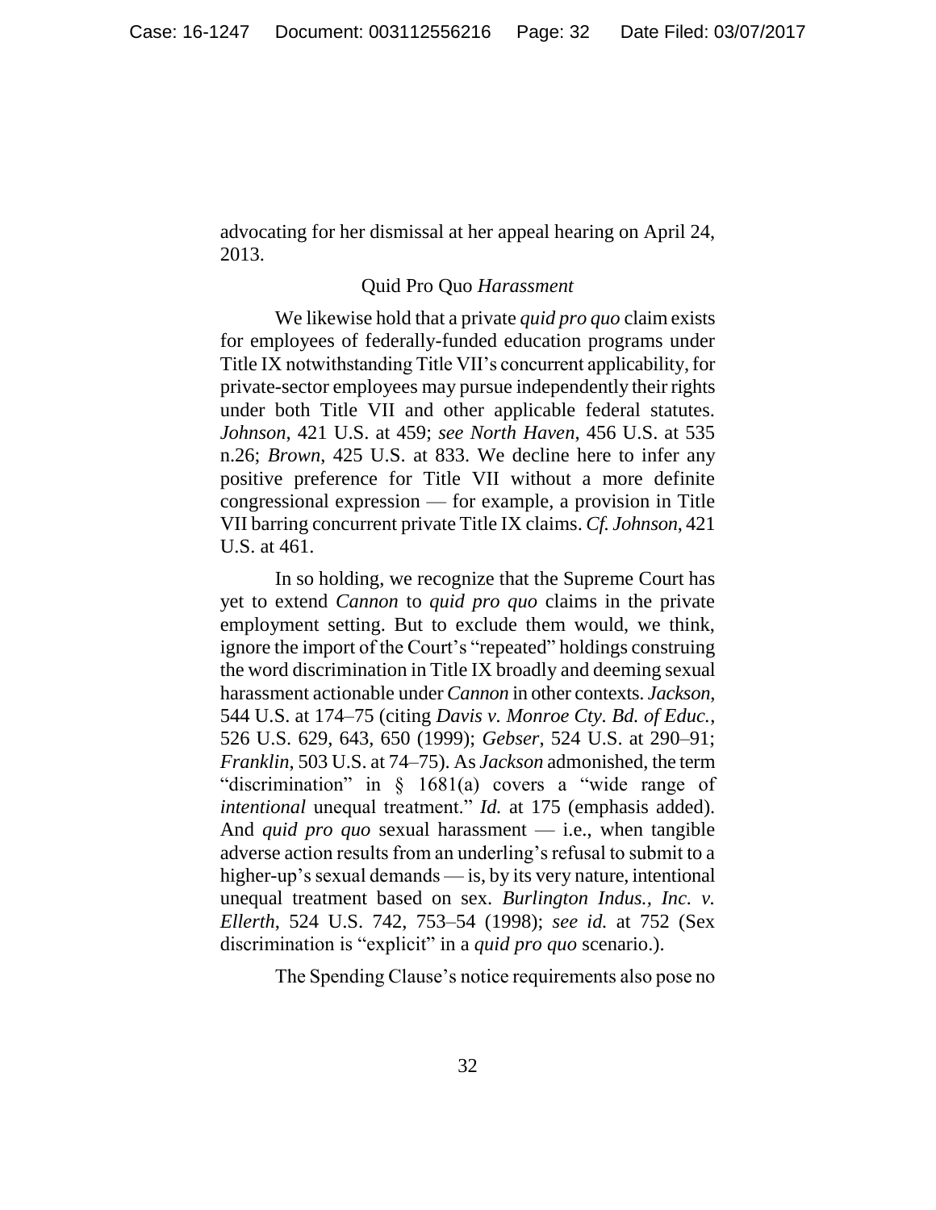advocating for her dismissal at her appeal hearing on April 24, 2013.

### *Quid Pro Quo* Harassment

We likewise hold that a private *quid pro quo* claim exists for employees of federally-funded education programs under Title IX notwithstanding Title VII's concurrent applicability, for private-sector employees may pursue independently their rights under both Title VII and other applicable federal statutes. *Johnson*, 421 U.S. at 459; *see North Haven*, 456 U.S. at 535 n.26; *Brown*, 425 U.S. at 833. We decline here to infer any positive preference for Title VII without a more definite congressional expression — for example, a provision in Title VII barring concurrent private Title IX claims. *Cf. Johnson*, 421 U.S. at 461.

In so holding, we recognize that the Supreme Court has yet to extend *Cannon* to *quid pro quo* claims in the private employment setting. But to exclude them would, we think, ignore the import of the Court's "repeated" holdings construing the word discrimination in Title IX broadly and deeming sexual harassment actionable under *Cannon* in other contexts. *Jackson*, 544 U.S. at 174–75 (citing *Davis v. Monroe Cty. Bd. of Educ.*, 526 U.S. 629, 643, 650 (1999); *Gebser*, 524 U.S. at 290–91; *Franklin*, 503 U.S. at 74–75). As *Jackson* admonished, the term "discrimination" in § 1681(a) covers a "wide range of *intentional* unequal treatment." *Id.* at 175 (emphasis added). And *quid pro quo* sexual harassment — i.e., when tangible adverse action results from an underling's refusal to submit to a higher-up's sexual demands — is, by its very nature, intentional unequal treatment based on sex. *Burlington Indus., Inc. v. Ellerth*, 524 U.S. 742, 753–54 (1998); *see id.* at 752 (Sex discrimination is "explicit" in a *quid pro quo* scenario.).

The Spending Clause's notice requirements also pose no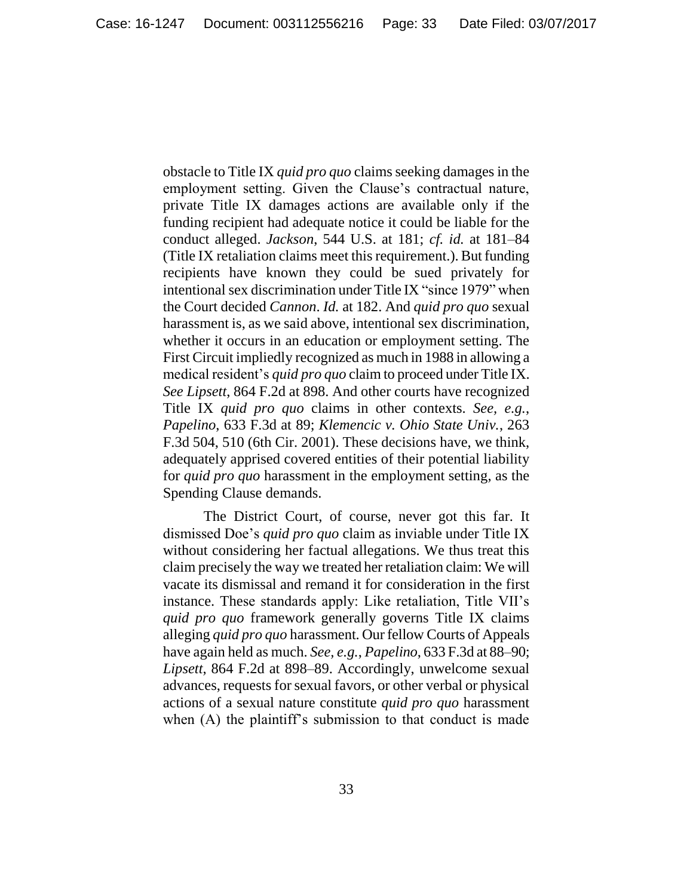obstacle to Title IX *quid pro quo* claims seeking damages in the employment setting. Given the Clause's contractual nature, private Title IX damages actions are available only if the funding recipient had adequate notice it could be liable for the conduct alleged. *Jackson*, 544 U.S. at 181; *cf. id.* at 181–84 (Title IX retaliation claims meet this requirement.). But funding recipients have known they could be sued privately for intentional sex discrimination under Title IX "since 1979" when the Court decided *Cannon*. *Id.* at 182. And *quid pro quo* sexual harassment is, as we said above, intentional sex discrimination, whether it occurs in an education or employment setting. The First Circuit impliedly recognized as much in 1988 in allowing a medical resident's *quid pro quo* claim to proceed under Title IX. *See Lipsett*, 864 F.2d at 898. And other courts have recognized Title IX *quid pro quo* claims in other contexts. *See, e.g.*, *Papelino*, 633 F.3d at 89; *Klemencic v. Ohio State Univ.*, 263 F.3d 504, 510 (6th Cir. 2001). These decisions have, we think, adequately apprised covered entities of their potential liability for *quid pro quo* harassment in the employment setting, as the Spending Clause demands.

The District Court, of course, never got this far. It dismissed Doe's *quid pro quo* claim as inviable under Title IX without considering her factual allegations. We thus treat this claim precisely the way we treated her retaliation claim: We will vacate its dismissal and remand it for consideration in the first instance. These standards apply: Like retaliation, Title VII's *quid pro quo* framework generally governs Title IX claims alleging *quid pro quo* harassment. Our fellow Courts of Appeals have again held as much. *See, e.g.*, *Papelino*, 633 F.3d at 88–90; *Lipsett*, 864 F.2d at 898–89. Accordingly, unwelcome sexual advances, requests for sexual favors, or other verbal or physical actions of a sexual nature constitute *quid pro quo* harassment when (A) the plaintiff's submission to that conduct is made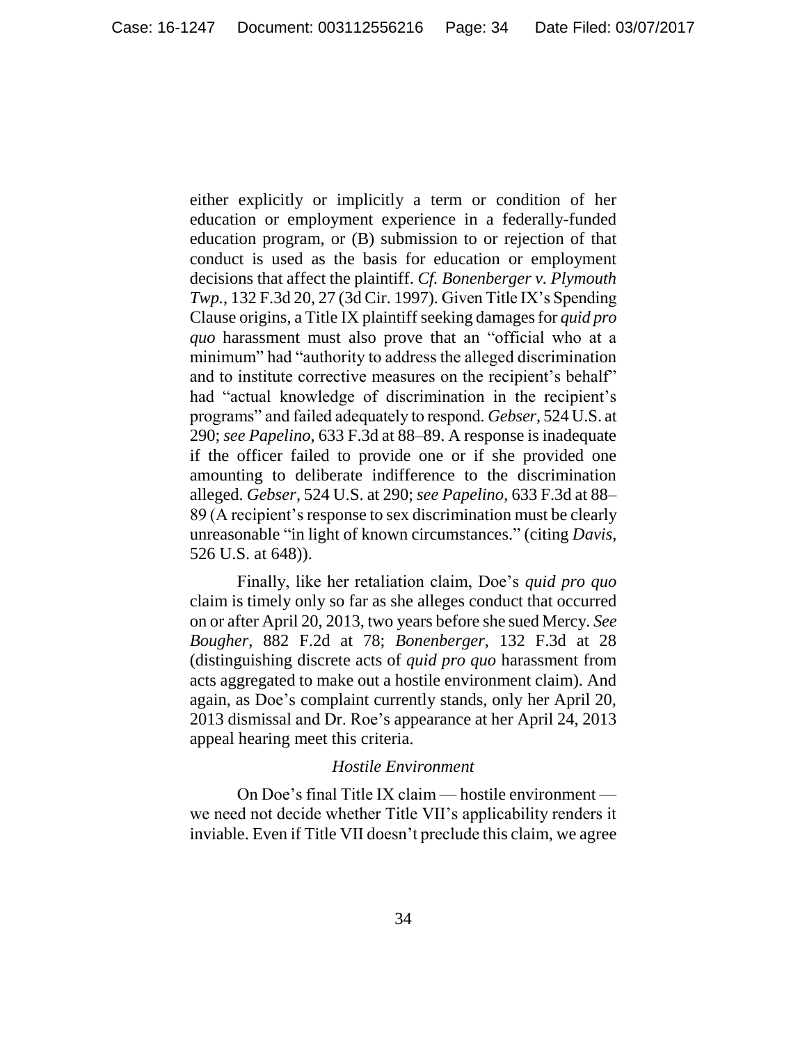either explicitly or implicitly a term or condition of her education or employment experience in a federally-funded education program, or (B) submission to or rejection of that conduct is used as the basis for education or employment decisions that affect the plaintiff. *Cf. Bonenberger v. Plymouth Twp.*, 132 F.3d 20, 27 (3d Cir. 1997). Given Title IX's Spending Clause origins, a Title IX plaintiff seeking damages for *quid pro quo* harassment must also prove that an "official who at a minimum" had "authority to address the alleged discrimination and to institute corrective measures on the recipient's behalf" had "actual knowledge of discrimination in the recipient's programs" and failed adequately to respond. *Gebser*, 524 U.S. at 290; *see Papelino*, 633 F.3d at 88–89. A response is inadequate if the officer failed to provide one or if she provided one amounting to deliberate indifference to the discrimination alleged. *Gebser*, 524 U.S. at 290; *see Papelino*, 633 F.3d at 88–89 (A recipient's response to sex discrimination must be clearly unreasonable "in light of known circumstances." (citing *Davis*, 526 U.S. at 648)).

Finally, like her retaliation claim, Doe's *quid pro quo* claim is timely only so far as she alleges conduct that occurred on or after April 20, 2013, two years before she sued Mercy. *See Bougher*, 882 F.2d at 78; *Bonenberger*, 132 F.3d at 28 (distinguishing discrete acts of *quid pro quo* harassment from acts aggregated to make out a hostile environment claim). And again, as Doe's complaint currently stands, only her April 20, 2013 dismissal and Dr. Roe's appearance at her April 24, 2013 appeal hearing meet this criteria.

*Hostile Environment*

On Doe's final Title IX claim — hostile environment — we need not decide whether Title VII's applicability renders it inviable. Even if Title VII doesn't preclude this claim, we agree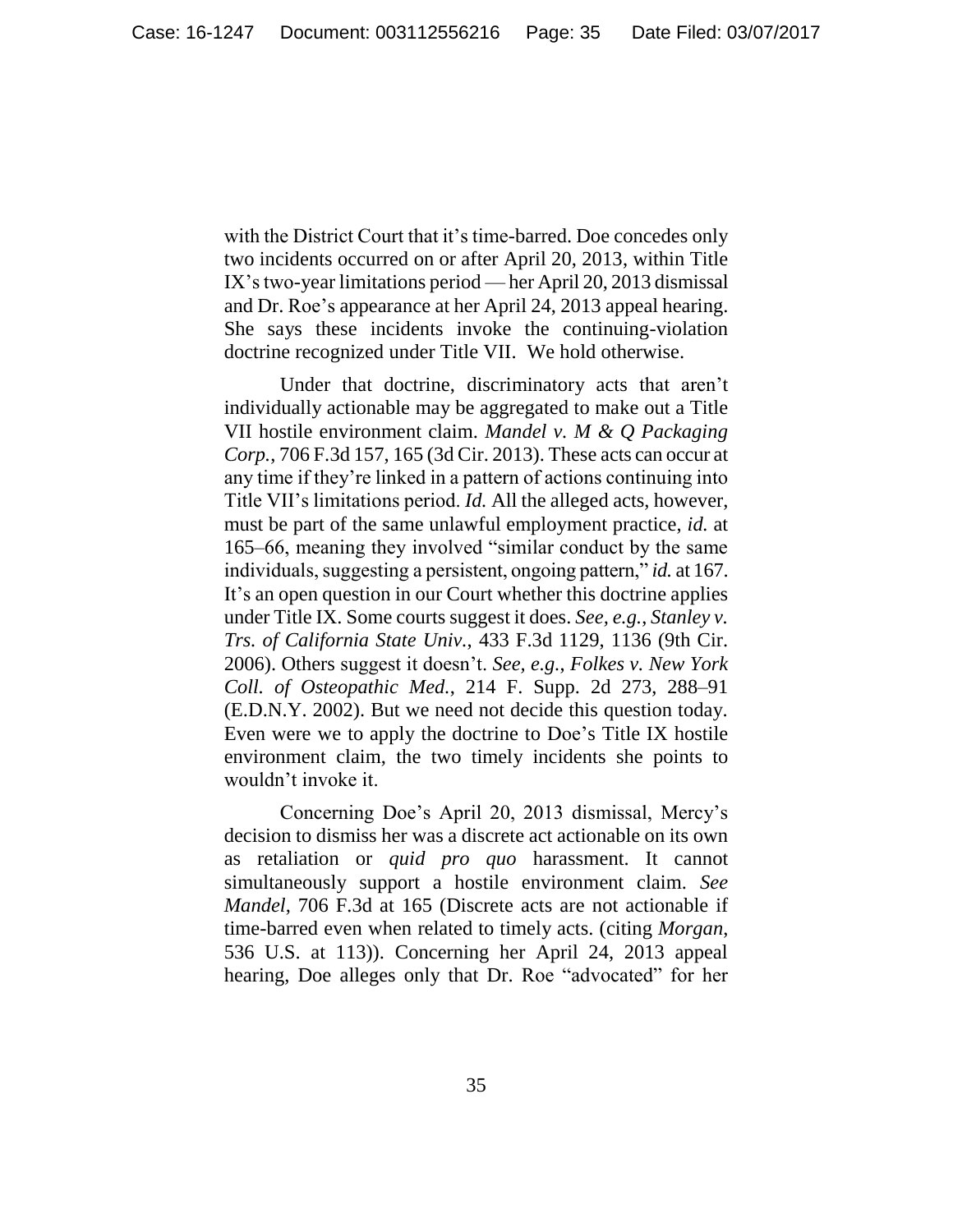with the District Court that it's time-barred. Doe concedes only two incidents occurred on or after April 20, 2013, within Title IX's two-year limitations period — her April 20, 2013 dismissal and Dr. Roe's appearance at her April 24, 2013 appeal hearing. She says these incidents invoke the continuing-violation doctrine recognized under Title VII. We hold otherwise.

Under that doctrine, discriminatory acts that aren't individually actionable may be aggregated to make out a Title VII hostile environment claim. *Mandel v. M & Q Packaging Corp.*, 706 F.3d 157, 165 (3d Cir. 2013). These acts can occur at any time if they're linked in a pattern of actions continuing into Title VII's limitations period. *Id.* All the alleged acts, however, must be part of the same unlawful employment practice, *id.* at 165–66, meaning they involved "similar conduct by the same individuals, suggesting a persistent, ongoing pattern," *id.* at 167. It's an open question in our Court whether this doctrine applies under Title IX. Some courts suggest it does. *See, e.g.*, *Stanley v. Trs. of California State Univ.*, 433 F.3d 1129, 1136 (9th Cir. 2006). Others suggest it doesn't. *See, e.g.*, *Folkes v. New York Coll. of Osteopathic Med.*, 214 F. Supp. 2d 273, 288–91 (E.D.N.Y. 2002). But we need not decide this question today. Even were we to apply the doctrine to Doe's Title IX hostile environment claim, the two timely incidents she points to wouldn't invoke it.

Concerning Doe's April 20, 2013 dismissal, Mercy's decision to dismiss her was a discrete act actionable on its own as retaliation or *quid pro quo* harassment. It cannot simultaneously support a hostile environment claim. *See Mandel*, 706 F.3d at 165 (Discrete acts are not actionable if time-barred even when related to timely acts. (citing *Morgan*, 536 U.S. at 113)). Concerning her April 24, 2013 appeal hearing, Doe alleges only that Dr. Roe "advocated" for her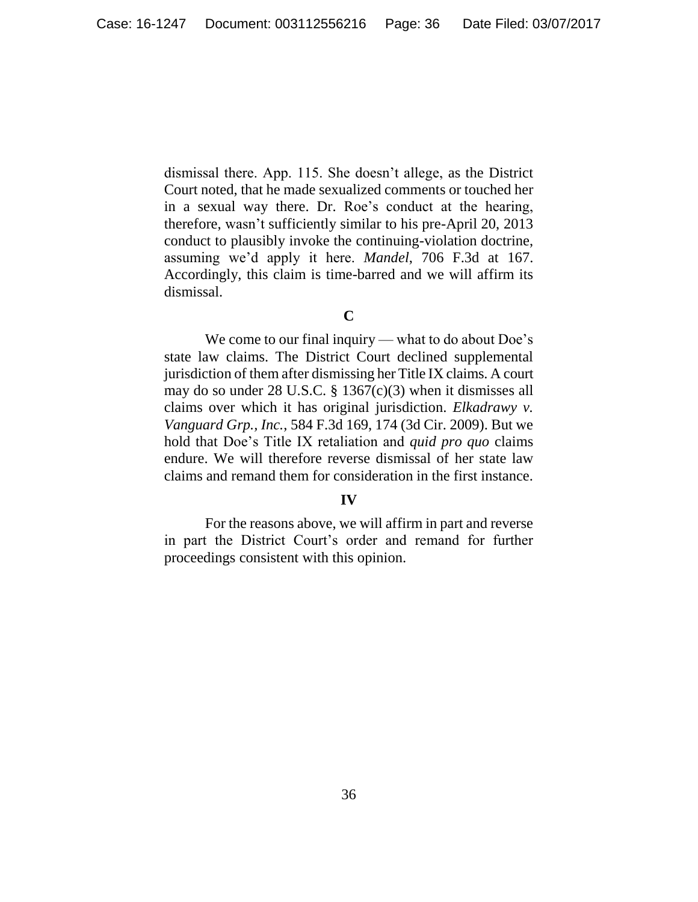dismissal there. App. 115. She doesn't allege, as the District Court noted, that he made sexualized comments or touched her in a sexual way there. Dr. Roe's conduct at the hearing, therefore, wasn't sufficiently similar to his pre-April 20, 2013 conduct to plausibly invoke the continuing-violation doctrine, assuming we'd apply it here. *Mandel*, 706 F.3d at 167. Accordingly, this claim is time-barred and we will affirm its dismissal.

### C

We come to our final inquiry — what to do about Doe's state law claims. The District Court declined supplemental jurisdiction of them after dismissing her Title IX claims. A court may do so under 28 U.S.C. § 1367(c)(3) when it dismisses all claims over which it has original jurisdiction. *Elkadrawy v. Vanguard Grp., Inc.*, 584 F.3d 169, 174 (3d Cir. 2009). But we hold that Doe's Title IX retaliation and *quid pro quo* claims endure. We will therefore reverse dismissal of her state law claims and remand them for consideration in the first instance.

## IV

For the reasons above, we will affirm in part and reverse in part the District Court's order and remand for further proceedings consistent with this opinion.